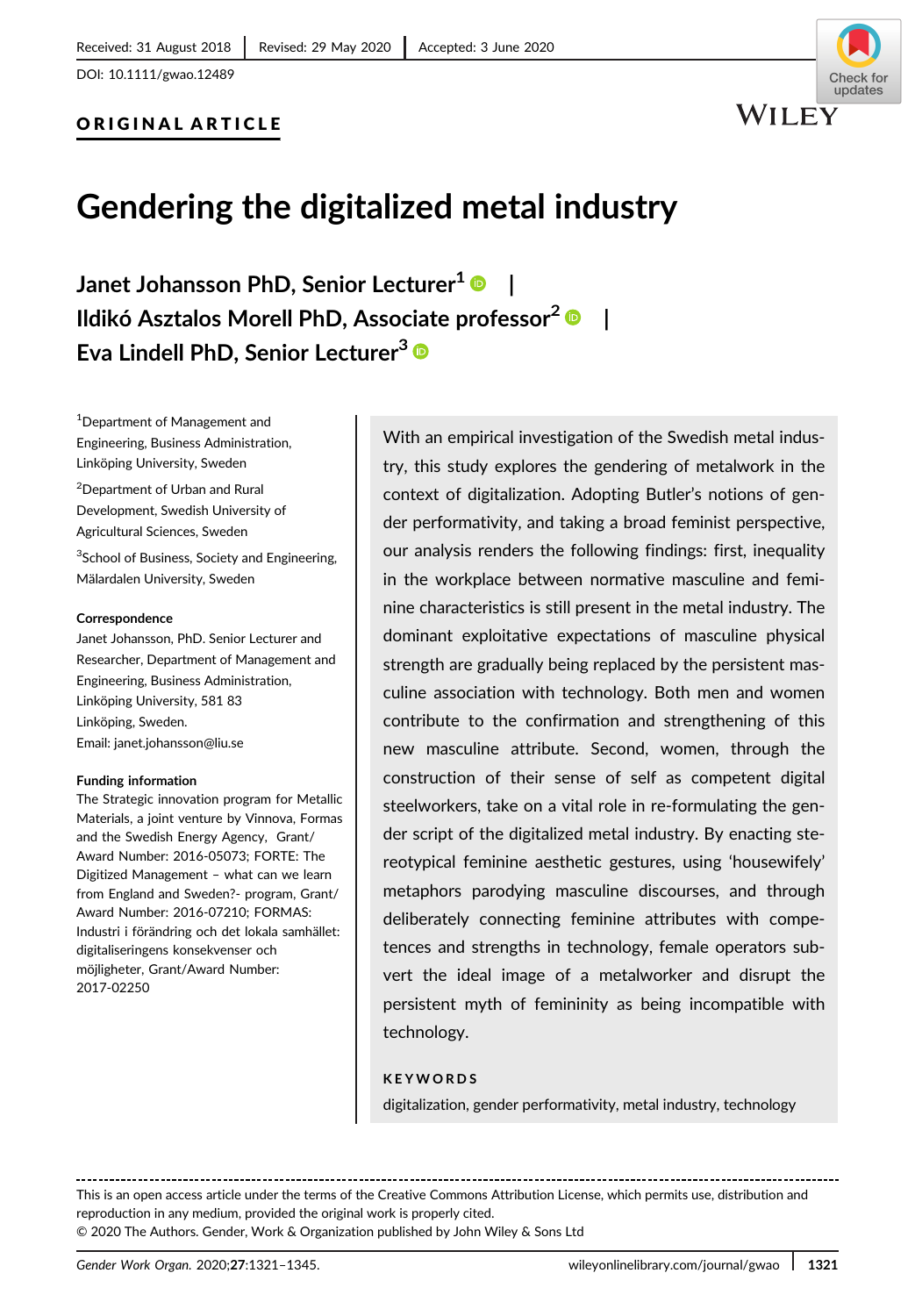Received: 31 August 2018 | Revised: 29 May 2020 | Accepted: 3 June 2020

DOI: 10.1111/gwao.12489

**ORIGINAL ARTICLE**

# Gendering the digitalized metal industry

**Janet Johansson PhD, Senior Lecturer[1] | Ildikó Asztalos Morell PhD, Associate professor[2] | Eva Lindell PhD, Senior Lecturer[3]**

[1]Department of Management and Engineering, Business Administration, Linköping University, Sweden

[2]Department of Urban and Rural Development, Swedish University of Agricultural Sciences, Sweden

[3]School of Business, Society and Engineering, Mälardalen University, Sweden

**Correspondence**

Janet Johansson, PhD. Senior Lecturer and Researcher, Department of Management and Engineering, Business Administration, Linköping University, 581 83 Linköping, Sweden.
Email: janet.johansson@liu.se

**Funding information**

The Strategic innovation program for Metallic Materials, a joint venture by Vinnova, Formas and the Swedish Energy Agency, Grant/Award Number: 2016-05073; FORTE: The Digitized Management – what can we learn from England and Sweden?- program, Grant/Award Number: 2016-07210; FORMAS: Industri i förändring och det lokala samhället: digitaliseringens konsekvenser och möjligheter, Grant/Award Number: 2017-02250

With an empirical investigation of the Swedish metal industry, this study explores the gendering of metalwork in the context of digitalization. Adopting Butler's notions of gender performativity, and taking a broad feminist perspective, our analysis renders the following findings: first, inequality in the workplace between normative masculine and feminine characteristics is still present in the metal industry. The dominant exploitative expectations of masculine physical strength are gradually being replaced by the persistent masculine association with technology. Both men and women contribute to the confirmation and strengthening of this new masculine attribute. Second, women, through the construction of their sense of self as competent digital steelworkers, take on a vital role in re-formulating the gender script of the digitalized metal industry. By enacting stereotypical feminine aesthetic gestures, using 'housewifely' metaphors parodying masculine discourses, and through deliberately connecting feminine attributes with competences and strengths in technology, female operators subvert the ideal image of a metalworker and disrupt the persistent myth of femininity as being incompatible with technology.

**KEYWORDS**

digitalization, gender performativity, metal industry, technology

---

This is an open access article under the terms of the Creative Commons Attribution License, which permits use, distribution and reproduction in any medium, provided the original work is properly cited.
© 2020 The Authors. Gender, Work & Organization published by John Wiley & Sons Ltd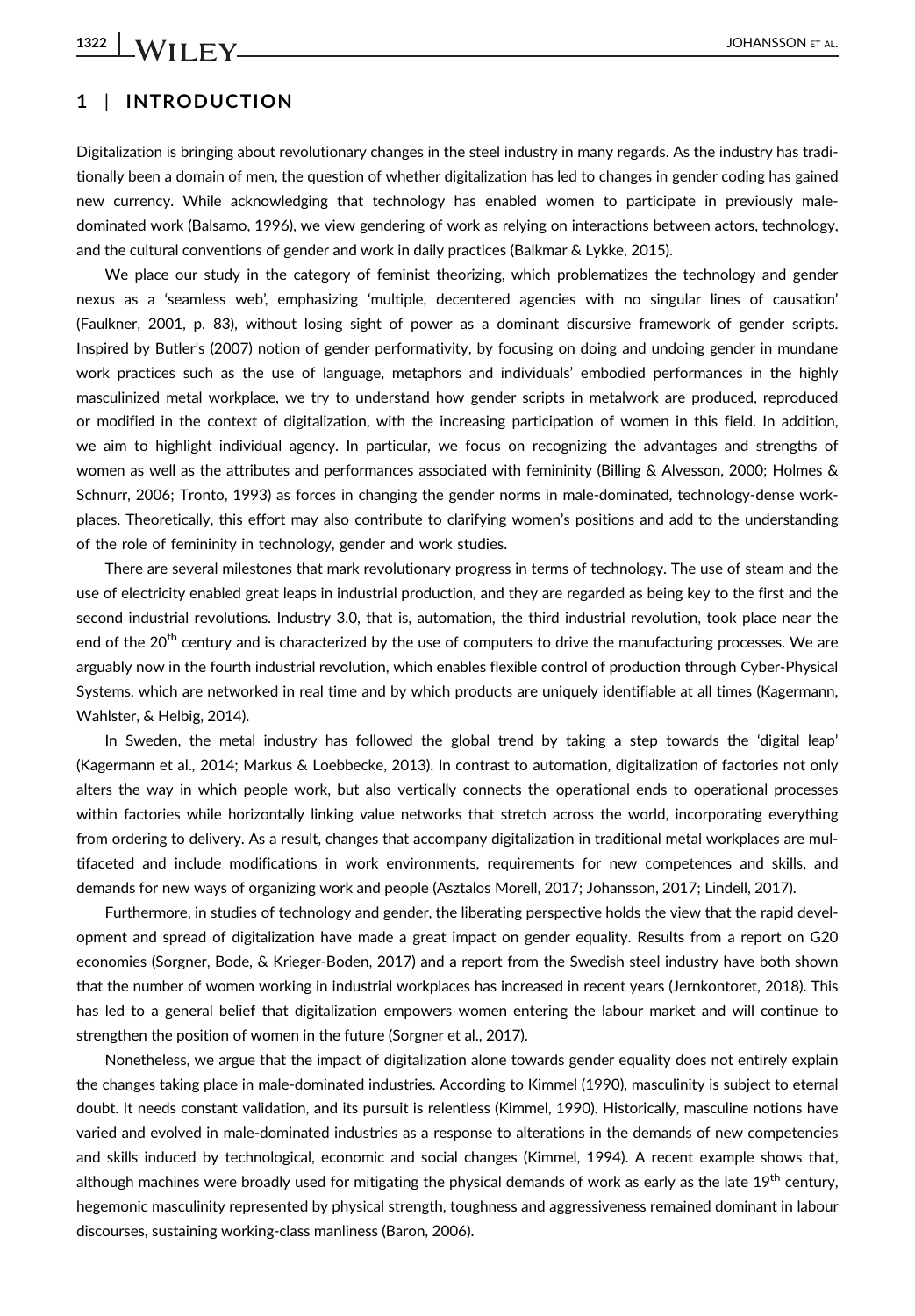## 1 | INTRODUCTION

Digitalization is bringing about revolutionary changes in the steel industry in many regards. As the industry has traditionally been a domain of men, the question of whether digitalization has led to changes in gender coding has gained new currency. While acknowledging that technology has enabled women to participate in previously male-dominated work (Balsamo, 1996), we view gendering of work as relying on interactions between actors, technology, and the cultural conventions of gender and work in daily practices (Balkmar & Lykke, 2015).

We place our study in the category of feminist theorizing, which problematizes the technology and gender nexus as a 'seamless web', emphasizing 'multiple, decentered agencies with no singular lines of causation' (Faulkner, 2001, p. 83), without losing sight of power as a dominant discursive framework of gender scripts. Inspired by Butler's (2007) notion of gender performativity, by focusing on doing and undoing gender in mundane work practices such as the use of language, metaphors and individuals' embodied performances in the highly masculinized metal workplace, we try to understand how gender scripts in metalwork are produced, reproduced or modified in the context of digitalization, with the increasing participation of women in this field. In addition, we aim to highlight individual agency. In particular, we focus on recognizing the advantages and strengths of women as well as the attributes and performances associated with femininity (Billing & Alvesson, 2000; Holmes & Schnurr, 2006; Tronto, 1993) as forces in changing the gender norms in male-dominated, technology-dense workplaces. Theoretically, this effort may also contribute to clarifying women's positions and add to the understanding of the role of femininity in technology, gender and work studies.

There are several milestones that mark revolutionary progress in terms of technology. The use of steam and the use of electricity enabled great leaps in industrial production, and they are regarded as being key to the first and the second industrial revolutions. Industry 3.0, that is, automation, the third industrial revolution, took place near the end of the 20th century and is characterized by the use of computers to drive the manufacturing processes. We are arguably now in the fourth industrial revolution, which enables flexible control of production through Cyber-Physical Systems, which are networked in real time and by which products are uniquely identifiable at all times (Kagermann, Wahlster, & Helbig, 2014).

In Sweden, the metal industry has followed the global trend by taking a step towards the 'digital leap' (Kagermann et al., 2014; Markus & Loebbecke, 2013). In contrast to automation, digitalization of factories not only alters the way in which people work, but also vertically connects the operational ends to operational processes within factories while horizontally linking value networks that stretch across the world, incorporating everything from ordering to delivery. As a result, changes that accompany digitalization in traditional metal workplaces are multifaceted and include modifications in work environments, requirements for new competences and skills, and demands for new ways of organizing work and people (Asztalos Morell, 2017; Johansson, 2017; Lindell, 2017).

Furthermore, in studies of technology and gender, the liberating perspective holds the view that the rapid development and spread of digitalization have made a great impact on gender equality. Results from a report on G20 economies (Sorgner, Bode, & Krieger-Boden, 2017) and a report from the Swedish steel industry have both shown that the number of women working in industrial workplaces has increased in recent years (Jernkontoret, 2018). This has led to a general belief that digitalization empowers women entering the labour market and will continue to strengthen the position of women in the future (Sorgner et al., 2017).

Nonetheless, we argue that the impact of digitalization alone towards gender equality does not entirely explain the changes taking place in male-dominated industries. According to Kimmel (1990), masculinity is subject to eternal doubt. It needs constant validation, and its pursuit is relentless (Kimmel, 1990). Historically, masculine notions have varied and evolved in male-dominated industries as a response to alterations in the demands of new competencies and skills induced by technological, economic and social changes (Kimmel, 1994). A recent example shows that, although machines were broadly used for mitigating the physical demands of work as early as the late 19th century, hegemonic masculinity represented by physical strength, toughness and aggressiveness remained dominant in labour discourses, sustaining working-class manliness (Baron, 2006).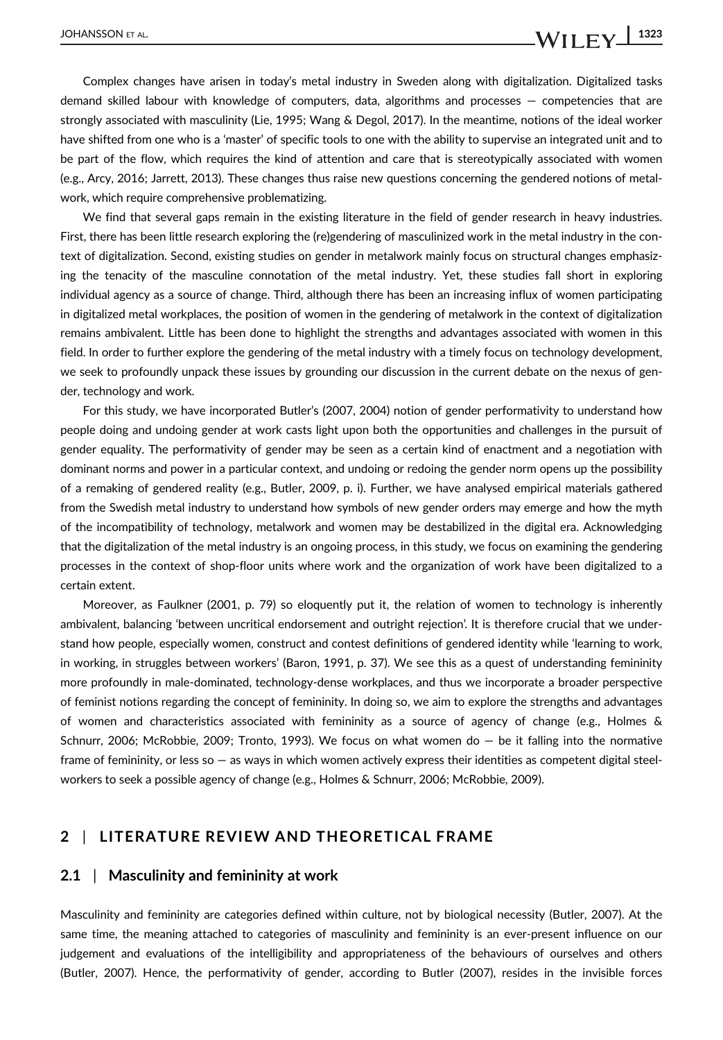Complex changes have arisen in today's metal industry in Sweden along with digitalization. Digitalized tasks demand skilled labour with knowledge of computers, data, algorithms and processes — competencies that are strongly associated with masculinity (Lie, 1995; Wang & Degol, 2017). In the meantime, notions of the ideal worker have shifted from one who is a 'master' of specific tools to one with the ability to supervise an integrated unit and to be part of the flow, which requires the kind of attention and care that is stereotypically associated with women (e.g., Arcy, 2016; Jarrett, 2013). These changes thus raise new questions concerning the gendered notions of metalwork, which require comprehensive problematizing.

We find that several gaps remain in the existing literature in the field of gender research in heavy industries. First, there has been little research exploring the (re)gendering of masculinized work in the metal industry in the context of digitalization. Second, existing studies on gender in metalwork mainly focus on structural changes emphasizing the tenacity of the masculine connotation of the metal industry. Yet, these studies fall short in exploring individual agency as a source of change. Third, although there has been an increasing influx of women participating in digitalized metal workplaces, the position of women in the gendering of metalwork in the context of digitalization remains ambivalent. Little has been done to highlight the strengths and advantages associated with women in this field. In order to further explore the gendering of the metal industry with a timely focus on technology development, we seek to profoundly unpack these issues by grounding our discussion in the current debate on the nexus of gender, technology and work.

For this study, we have incorporated Butler's (2007, 2004) notion of gender performativity to understand how people doing and undoing gender at work casts light upon both the opportunities and challenges in the pursuit of gender equality. The performativity of gender may be seen as a certain kind of enactment and a negotiation with dominant norms and power in a particular context, and undoing or redoing the gender norm opens up the possibility of a remaking of gendered reality (e.g., Butler, 2009, p. i). Further, we have analysed empirical materials gathered from the Swedish metal industry to understand how symbols of new gender orders may emerge and how the myth of the incompatibility of technology, metalwork and women may be destabilized in the digital era. Acknowledging that the digitalization of the metal industry is an ongoing process, in this study, we focus on examining the gendering processes in the context of shop-floor units where work and the organization of work have been digitalized to a certain extent.

Moreover, as Faulkner (2001, p. 79) so eloquently put it, the relation of women to technology is inherently ambivalent, balancing 'between uncritical endorsement and outright rejection'. It is therefore crucial that we understand how people, especially women, construct and contest definitions of gendered identity while 'learning to work, in working, in struggles between workers' (Baron, 1991, p. 37). We see this as a quest of understanding femininity more profoundly in male-dominated, technology-dense workplaces, and thus we incorporate a broader perspective of feminist notions regarding the concept of femininity. In doing so, we aim to explore the strengths and advantages of women and characteristics associated with femininity as a source of agency of change (e.g., Holmes & Schnurr, 2006; McRobbie, 2009; Tronto, 1993). We focus on what women do — be it falling into the normative frame of femininity, or less so — as ways in which women actively express their identities as competent digital steelworkers to seek a possible agency of change (e.g., Holmes & Schnurr, 2006; McRobbie, 2009).

## 2 | LITERATURE REVIEW AND THEORETICAL FRAME

### 2.1 | Masculinity and femininity at work

Masculinity and femininity are categories defined within culture, not by biological necessity (Butler, 2007). At the same time, the meaning attached to categories of masculinity and femininity is an ever-present influence on our judgement and evaluations of the intelligibility and appropriateness of the behaviours of ourselves and others (Butler, 2007). Hence, the performativity of gender, according to Butler (2007), resides in the invisible forces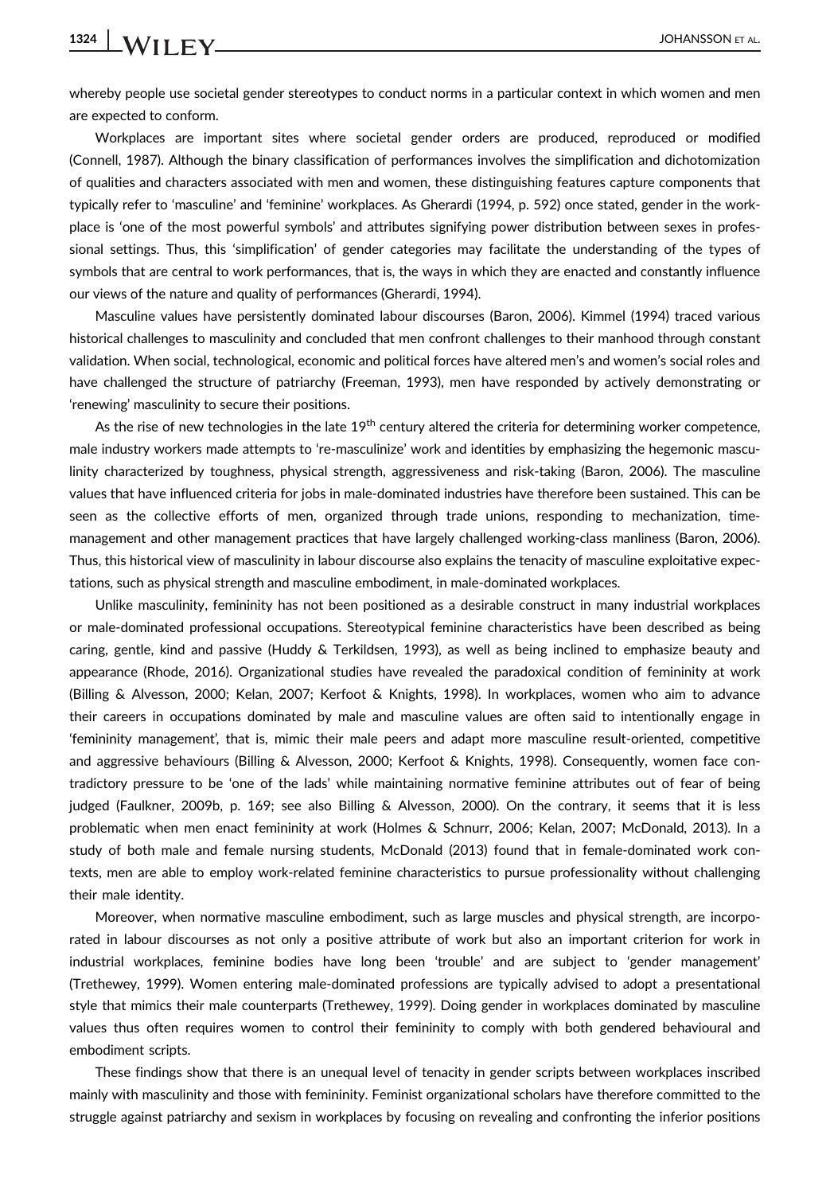whereby people use societal gender stereotypes to conduct norms in a particular context in which women and men are expected to conform.

Workplaces are important sites where societal gender orders are produced, reproduced or modified (Connell, 1987). Although the binary classification of performances involves the simplification and dichotomization of qualities and characters associated with men and women, these distinguishing features capture components that typically refer to 'masculine' and 'feminine' workplaces. As Gherardi (1994, p. 592) once stated, gender in the workplace is 'one of the most powerful symbols' and attributes signifying power distribution between sexes in professional settings. Thus, this 'simplification' of gender categories may facilitate the understanding of the types of symbols that are central to work performances, that is, the ways in which they are enacted and constantly influence our views of the nature and quality of performances (Gherardi, 1994).

Masculine values have persistently dominated labour discourses (Baron, 2006). Kimmel (1994) traced various historical challenges to masculinity and concluded that men confront challenges to their manhood through constant validation. When social, technological, economic and political forces have altered men's and women's social roles and have challenged the structure of patriarchy (Freeman, 1993), men have responded by actively demonstrating or 'renewing' masculinity to secure their positions.

As the rise of new technologies in the late 19th century altered the criteria for determining worker competence, male industry workers made attempts to 're-masculinize' work and identities by emphasizing the hegemonic masculinity characterized by toughness, physical strength, aggressiveness and risk-taking (Baron, 2006). The masculine values that have influenced criteria for jobs in male-dominated industries have therefore been sustained. This can be seen as the collective efforts of men, organized through trade unions, responding to mechanization, time-management and other management practices that have largely challenged working-class manliness (Baron, 2006). Thus, this historical view of masculinity in labour discourse also explains the tenacity of masculine exploitative expectations, such as physical strength and masculine embodiment, in male-dominated workplaces.

Unlike masculinity, femininity has not been positioned as a desirable construct in many industrial workplaces or male-dominated professional occupations. Stereotypical feminine characteristics have been described as being caring, gentle, kind and passive (Huddy & Terkildsen, 1993), as well as being inclined to emphasize beauty and appearance (Rhode, 2016). Organizational studies have revealed the paradoxical condition of femininity at work (Billing & Alvesson, 2000; Kelan, 2007; Kerfoot & Knights, 1998). In workplaces, women who aim to advance their careers in occupations dominated by male and masculine values are often said to intentionally engage in 'femininity management', that is, mimic their male peers and adapt more masculine result-oriented, competitive and aggressive behaviours (Billing & Alvesson, 2000; Kerfoot & Knights, 1998). Consequently, women face contradictory pressure to be 'one of the lads' while maintaining normative feminine attributes out of fear of being judged (Faulkner, 2009b, p. 169; see also Billing & Alvesson, 2000). On the contrary, it seems that it is less problematic when men enact femininity at work (Holmes & Schnurr, 2006; Kelan, 2007; McDonald, 2013). In a study of both male and female nursing students, McDonald (2013) found that in female-dominated work contexts, men are able to employ work-related feminine characteristics to pursue professionality without challenging their male identity.

Moreover, when normative masculine embodiment, such as large muscles and physical strength, are incorporated in labour discourses as not only a positive attribute of work but also an important criterion for work in industrial workplaces, feminine bodies have long been 'trouble' and are subject to 'gender management' (Trethewey, 1999). Women entering male-dominated professions are typically advised to adopt a presentational style that mimics their male counterparts (Trethewey, 1999). Doing gender in workplaces dominated by masculine values thus often requires women to control their femininity to comply with both gendered behavioural and embodiment scripts.

These findings show that there is an unequal level of tenacity in gender scripts between workplaces inscribed mainly with masculinity and those with femininity. Feminist organizational scholars have therefore committed to the struggle against patriarchy and sexism in workplaces by focusing on revealing and confronting the inferior positions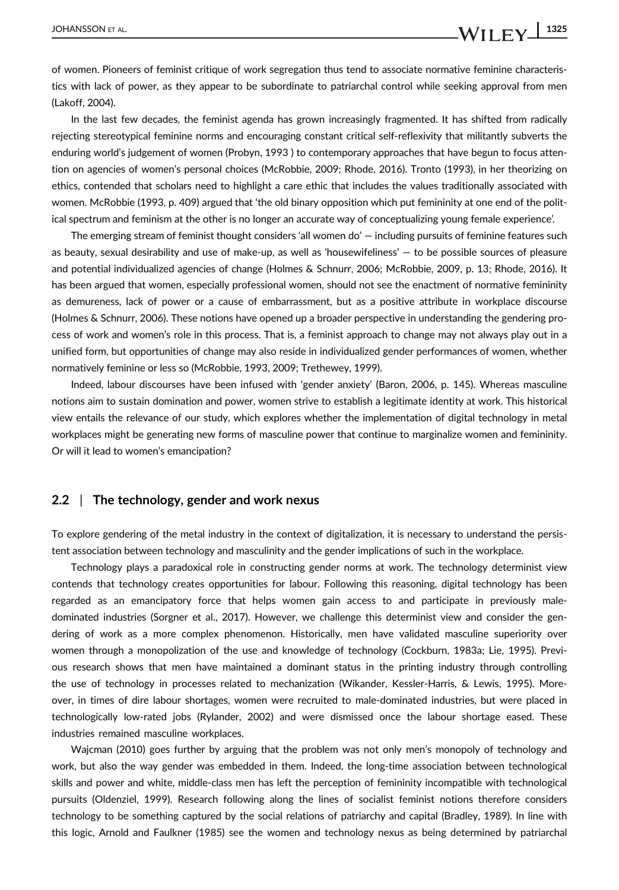of women. Pioneers of feminist critique of work segregation thus tend to associate normative feminine characteristics with lack of power, as they appear to be subordinate to patriarchal control while seeking approval from men (Lakoff, 2004).

In the last few decades, the feminist agenda has grown increasingly fragmented. It has shifted from radically rejecting stereotypical feminine norms and encouraging constant critical self-reflexivity that militantly subverts the enduring world's judgement of women (Probyn, 1993 ) to contemporary approaches that have begun to focus attention on agencies of women's personal choices (McRobbie, 2009; Rhode, 2016). Tronto (1993), in her theorizing on ethics, contended that scholars need to highlight a care ethic that includes the values traditionally associated with women. McRobbie (1993, p. 409) argued that 'the old binary opposition which put femininity at one end of the political spectrum and feminism at the other is no longer an accurate way of conceptualizing young female experience'.

The emerging stream of feminist thought considers 'all women do' — including pursuits of feminine features such as beauty, sexual desirability and use of make-up, as well as 'housewifeliness' — to be possible sources of pleasure and potential individualized agencies of change (Holmes & Schnurr, 2006; McRobbie, 2009, p. 13; Rhode, 2016). It has been argued that women, especially professional women, should not see the enactment of normative femininity as demureness, lack of power or a cause of embarrassment, but as a positive attribute in workplace discourse (Holmes & Schnurr, 2006). These notions have opened up a broader perspective in understanding the gendering process of work and women's role in this process. That is, a feminist approach to change may not always play out in a unified form, but opportunities of change may also reside in individualized gender performances of women, whether normatively feminine or less so (McRobbie, 1993, 2009; Trethewey, 1999).

Indeed, labour discourses have been infused with 'gender anxiety' (Baron, 2006, p. 145). Whereas masculine notions aim to sustain domination and power, women strive to establish a legitimate identity at work. This historical view entails the relevance of our study, which explores whether the implementation of digital technology in metal workplaces might be generating new forms of masculine power that continue to marginalize women and femininity. Or will it lead to women's emancipation?

## 2.2 | The technology, gender and work nexus

To explore gendering of the metal industry in the context of digitalization, it is necessary to understand the persistent association between technology and masculinity and the gender implications of such in the workplace.

Technology plays a paradoxical role in constructing gender norms at work. The technology determinist view contends that technology creates opportunities for labour. Following this reasoning, digital technology has been regarded as an emancipatory force that helps women gain access to and participate in previously male-dominated industries (Sorgner et al., 2017). However, we challenge this determinist view and consider the gendering of work as a more complex phenomenon. Historically, men have validated masculine superiority over women through a monopolization of the use and knowledge of technology (Cockburn, 1983a; Lie, 1995). Previous research shows that men have maintained a dominant status in the printing industry through controlling the use of technology in processes related to mechanization (Wikander, Kessler-Harris, & Lewis, 1995). Moreover, in times of dire labour shortages, women were recruited to male-dominated industries, but were placed in technologically low-rated jobs (Rylander, 2002) and were dismissed once the labour shortage eased. These industries remained masculine workplaces.

Wajcman (2010) goes further by arguing that the problem was not only men's monopoly of technology and work, but also the way gender was embedded in them. Indeed, the long-time association between technological skills and power and white, middle-class men has left the perception of femininity incompatible with technological pursuits (Oldenziel, 1999). Research following along the lines of socialist feminist notions therefore considers technology to be something captured by the social relations of patriarchy and capital (Bradley, 1989). In line with this logic, Arnold and Faulkner (1985) see the women and technology nexus as being determined by patriarchal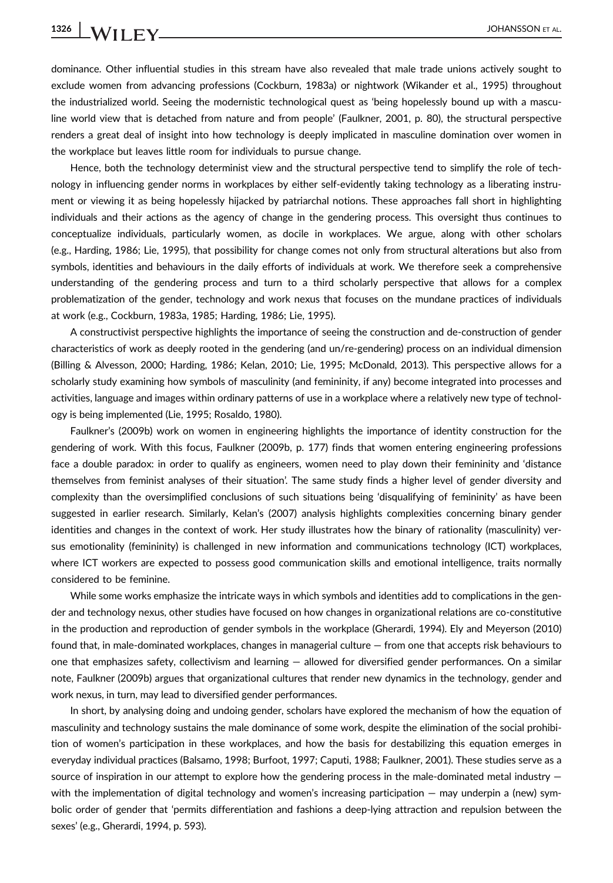dominance. Other influential studies in this stream have also revealed that male trade unions actively sought to exclude women from advancing professions (Cockburn, 1983a) or nightwork (Wikander et al., 1995) throughout the industrialized world. Seeing the modernistic technological quest as 'being hopelessly bound up with a masculine world view that is detached from nature and from people' (Faulkner, 2001, p. 80), the structural perspective renders a great deal of insight into how technology is deeply implicated in masculine domination over women in the workplace but leaves little room for individuals to pursue change.

Hence, both the technology determinist view and the structural perspective tend to simplify the role of technology in influencing gender norms in workplaces by either self-evidently taking technology as a liberating instrument or viewing it as being hopelessly hijacked by patriarchal notions. These approaches fall short in highlighting individuals and their actions as the agency of change in the gendering process. This oversight thus continues to conceptualize individuals, particularly women, as docile in workplaces. We argue, along with other scholars (e.g., Harding, 1986; Lie, 1995), that possibility for change comes not only from structural alterations but also from symbols, identities and behaviours in the daily efforts of individuals at work. We therefore seek a comprehensive understanding of the gendering process and turn to a third scholarly perspective that allows for a complex problematization of the gender, technology and work nexus that focuses on the mundane practices of individuals at work (e.g., Cockburn, 1983a, 1985; Harding, 1986; Lie, 1995).

A constructivist perspective highlights the importance of seeing the construction and de-construction of gender characteristics of work as deeply rooted in the gendering (and un/re-gendering) process on an individual dimension (Billing & Alvesson, 2000; Harding, 1986; Kelan, 2010; Lie, 1995; McDonald, 2013). This perspective allows for a scholarly study examining how symbols of masculinity (and femininity, if any) become integrated into processes and activities, language and images within ordinary patterns of use in a workplace where a relatively new type of technology is being implemented (Lie, 1995; Rosaldo, 1980).

Faulkner's (2009b) work on women in engineering highlights the importance of identity construction for the gendering of work. With this focus, Faulkner (2009b, p. 177) finds that women entering engineering professions face a double paradox: in order to qualify as engineers, women need to play down their femininity and 'distance themselves from feminist analyses of their situation'. The same study finds a higher level of gender diversity and complexity than the oversimplified conclusions of such situations being 'disqualifying of femininity' as have been suggested in earlier research. Similarly, Kelan's (2007) analysis highlights complexities concerning binary gender identities and changes in the context of work. Her study illustrates how the binary of rationality (masculinity) versus emotionality (femininity) is challenged in new information and communications technology (ICT) workplaces, where ICT workers are expected to possess good communication skills and emotional intelligence, traits normally considered to be feminine.

While some works emphasize the intricate ways in which symbols and identities add to complications in the gender and technology nexus, other studies have focused on how changes in organizational relations are co-constitutive in the production and reproduction of gender symbols in the workplace (Gherardi, 1994). Ely and Meyerson (2010) found that, in male-dominated workplaces, changes in managerial culture — from one that accepts risk behaviours to one that emphasizes safety, collectivism and learning — allowed for diversified gender performances. On a similar note, Faulkner (2009b) argues that organizational cultures that render new dynamics in the technology, gender and work nexus, in turn, may lead to diversified gender performances.

In short, by analysing doing and undoing gender, scholars have explored the mechanism of how the equation of masculinity and technology sustains the male dominance of some work, despite the elimination of the social prohibition of women's participation in these workplaces, and how the basis for destabilizing this equation emerges in everyday individual practices (Balsamo, 1998; Burfoot, 1997; Caputi, 1988; Faulkner, 2001). These studies serve as a source of inspiration in our attempt to explore how the gendering process in the male-dominated metal industry — with the implementation of digital technology and women's increasing participation — may underpin a (new) symbolic order of gender that 'permits differentiation and fashions a deep-lying attraction and repulsion between the sexes' (e.g., Gherardi, 1994, p. 593).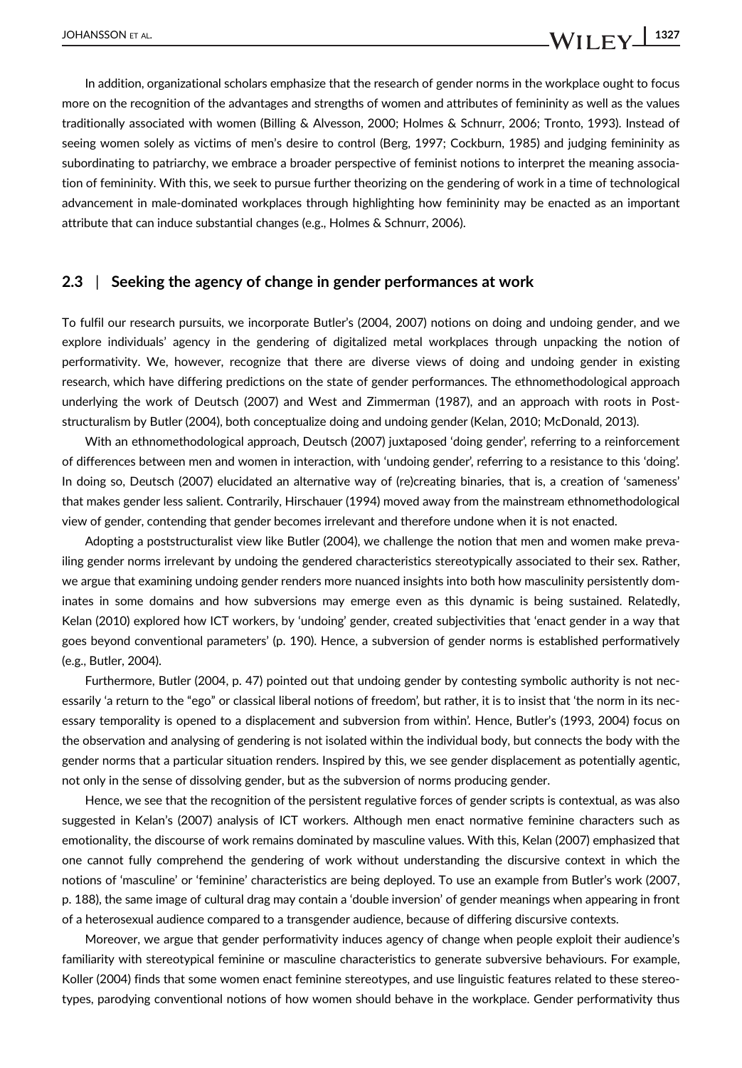In addition, organizational scholars emphasize that the research of gender norms in the workplace ought to focus more on the recognition of the advantages and strengths of women and attributes of femininity as well as the values traditionally associated with women (Billing & Alvesson, 2000; Holmes & Schnurr, 2006; Tronto, 1993). Instead of seeing women solely as victims of men's desire to control (Berg, 1997; Cockburn, 1985) and judging femininity as subordinating to patriarchy, we embrace a broader perspective of feminist notions to interpret the meaning association of femininity. With this, we seek to pursue further theorizing on the gendering of work in a time of technological advancement in male-dominated workplaces through highlighting how femininity may be enacted as an important attribute that can induce substantial changes (e.g., Holmes & Schnurr, 2006).

## 2.3 | Seeking the agency of change in gender performances at work

To fulfil our research pursuits, we incorporate Butler's (2004, 2007) notions on doing and undoing gender, and we explore individuals' agency in the gendering of digitalized metal workplaces through unpacking the notion of performativity. We, however, recognize that there are diverse views of doing and undoing gender in existing research, which have differing predictions on the state of gender performances. The ethnomethodological approach underlying the work of Deutsch (2007) and West and Zimmerman (1987), and an approach with roots in Post-structuralism by Butler (2004), both conceptualize doing and undoing gender (Kelan, 2010; McDonald, 2013).

With an ethnomethodological approach, Deutsch (2007) juxtaposed 'doing gender', referring to a reinforcement of differences between men and women in interaction, with 'undoing gender', referring to a resistance to this 'doing'. In doing so, Deutsch (2007) elucidated an alternative way of (re)creating binaries, that is, a creation of 'sameness' that makes gender less salient. Contrarily, Hirschauer (1994) moved away from the mainstream ethnomethodological view of gender, contending that gender becomes irrelevant and therefore undone when it is not enacted.

Adopting a poststructuralist view like Butler (2004), we challenge the notion that men and women make prevailing gender norms irrelevant by undoing the gendered characteristics stereotypically associated to their sex. Rather, we argue that examining undoing gender renders more nuanced insights into both how masculinity persistently dominates in some domains and how subversions may emerge even as this dynamic is being sustained. Relatedly, Kelan (2010) explored how ICT workers, by 'undoing' gender, created subjectivities that 'enact gender in a way that goes beyond conventional parameters' (p. 190). Hence, a subversion of gender norms is established performatively (e.g., Butler, 2004).

Furthermore, Butler (2004, p. 47) pointed out that undoing gender by contesting symbolic authority is not necessarily 'a return to the "ego" or classical liberal notions of freedom', but rather, it is to insist that 'the norm in its necessary temporality is opened to a displacement and subversion from within'. Hence, Butler's (1993, 2004) focus on the observation and analysing of gendering is not isolated within the individual body, but connects the body with the gender norms that a particular situation renders. Inspired by this, we see gender displacement as potentially agentic, not only in the sense of dissolving gender, but as the subversion of norms producing gender.

Hence, we see that the recognition of the persistent regulative forces of gender scripts is contextual, as was also suggested in Kelan's (2007) analysis of ICT workers. Although men enact normative feminine characters such as emotionality, the discourse of work remains dominated by masculine values. With this, Kelan (2007) emphasized that one cannot fully comprehend the gendering of work without understanding the discursive context in which the notions of 'masculine' or 'feminine' characteristics are being deployed. To use an example from Butler's work (2007, p. 188), the same image of cultural drag may contain a 'double inversion' of gender meanings when appearing in front of a heterosexual audience compared to a transgender audience, because of differing discursive contexts.

Moreover, we argue that gender performativity induces agency of change when people exploit their audience's familiarity with stereotypical feminine or masculine characteristics to generate subversive behaviours. For example, Koller (2004) finds that some women enact feminine stereotypes, and use linguistic features related to these stereotypes, parodying conventional notions of how women should behave in the workplace. Gender performativity thus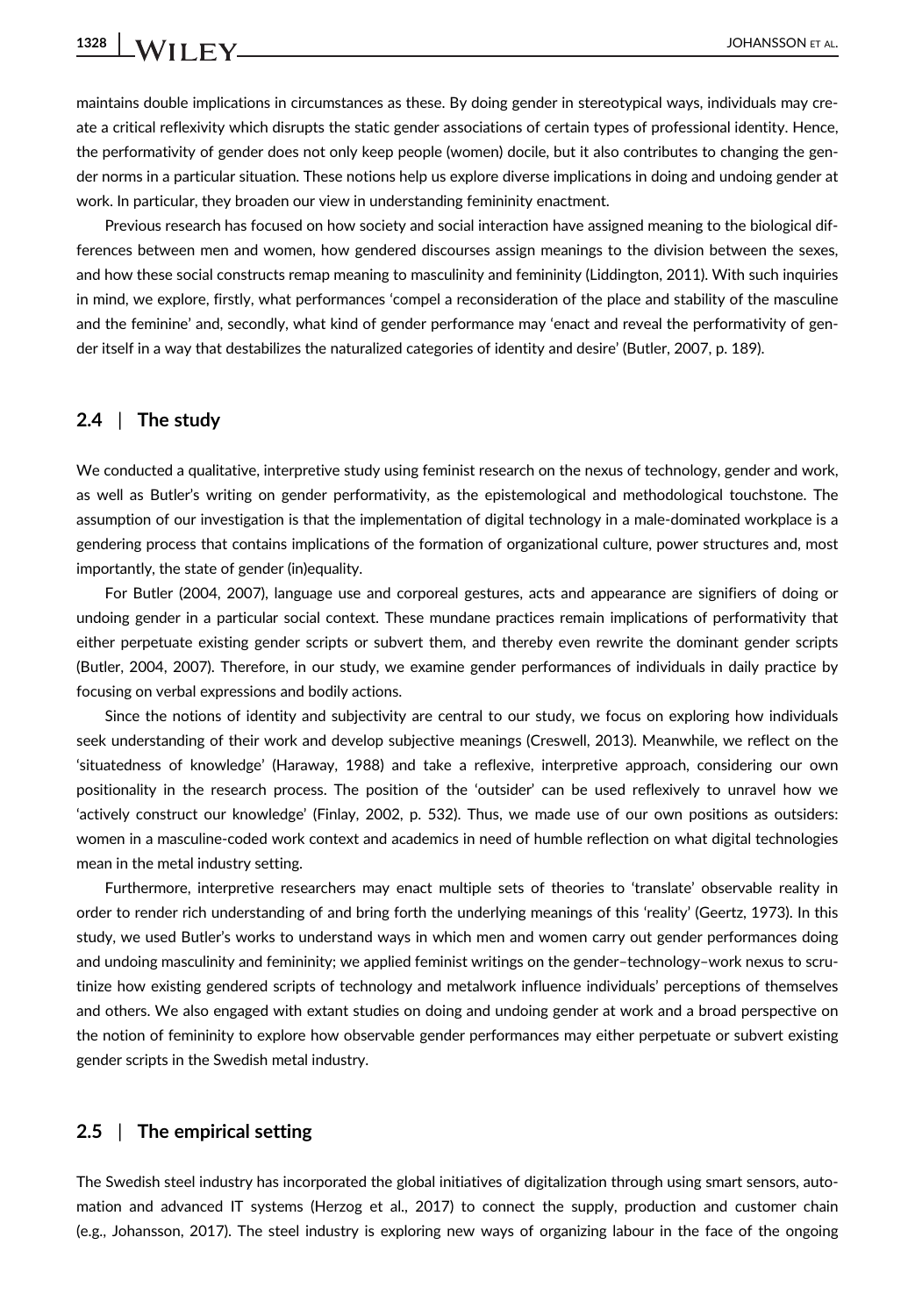maintains double implications in circumstances as these. By doing gender in stereotypical ways, individuals may create a critical reflexivity which disrupts the static gender associations of certain types of professional identity. Hence, the performativity of gender does not only keep people (women) docile, but it also contributes to changing the gender norms in a particular situation. These notions help us explore diverse implications in doing and undoing gender at work. In particular, they broaden our view in understanding femininity enactment.

Previous research has focused on how society and social interaction have assigned meaning to the biological differences between men and women, how gendered discourses assign meanings to the division between the sexes, and how these social constructs remap meaning to masculinity and femininity (Liddington, 2011). With such inquiries in mind, we explore, firstly, what performances 'compel a reconsideration of the place and stability of the masculine and the feminine' and, secondly, what kind of gender performance may 'enact and reveal the performativity of gender itself in a way that destabilizes the naturalized categories of identity and desire' (Butler, 2007, p. 189).

### 2.4 | The study

We conducted a qualitative, interpretive study using feminist research on the nexus of technology, gender and work, as well as Butler's writing on gender performativity, as the epistemological and methodological touchstone. The assumption of our investigation is that the implementation of digital technology in a male-dominated workplace is a gendering process that contains implications of the formation of organizational culture, power structures and, most importantly, the state of gender (in)equality.

For Butler (2004, 2007), language use and corporeal gestures, acts and appearance are signifiers of doing or undoing gender in a particular social context. These mundane practices remain implications of performativity that either perpetuate existing gender scripts or subvert them, and thereby even rewrite the dominant gender scripts (Butler, 2004, 2007). Therefore, in our study, we examine gender performances of individuals in daily practice by focusing on verbal expressions and bodily actions.

Since the notions of identity and subjectivity are central to our study, we focus on exploring how individuals seek understanding of their work and develop subjective meanings (Creswell, 2013). Meanwhile, we reflect on the 'situatedness of knowledge' (Haraway, 1988) and take a reflexive, interpretive approach, considering our own positionality in the research process. The position of the 'outsider' can be used reflexively to unravel how we 'actively construct our knowledge' (Finlay, 2002, p. 532). Thus, we made use of our own positions as outsiders: women in a masculine-coded work context and academics in need of humble reflection on what digital technologies mean in the metal industry setting.

Furthermore, interpretive researchers may enact multiple sets of theories to 'translate' observable reality in order to render rich understanding of and bring forth the underlying meanings of this 'reality' (Geertz, 1973). In this study, we used Butler's works to understand ways in which men and women carry out gender performances doing and undoing masculinity and femininity; we applied feminist writings on the gender–technology–work nexus to scrutinize how existing gendered scripts of technology and metalwork influence individuals' perceptions of themselves and others. We also engaged with extant studies on doing and undoing gender at work and a broad perspective on the notion of femininity to explore how observable gender performances may either perpetuate or subvert existing gender scripts in the Swedish metal industry.

### 2.5 | The empirical setting

The Swedish steel industry has incorporated the global initiatives of digitalization through using smart sensors, automation and advanced IT systems (Herzog et al., 2017) to connect the supply, production and customer chain (e.g., Johansson, 2017). The steel industry is exploring new ways of organizing labour in the face of the ongoing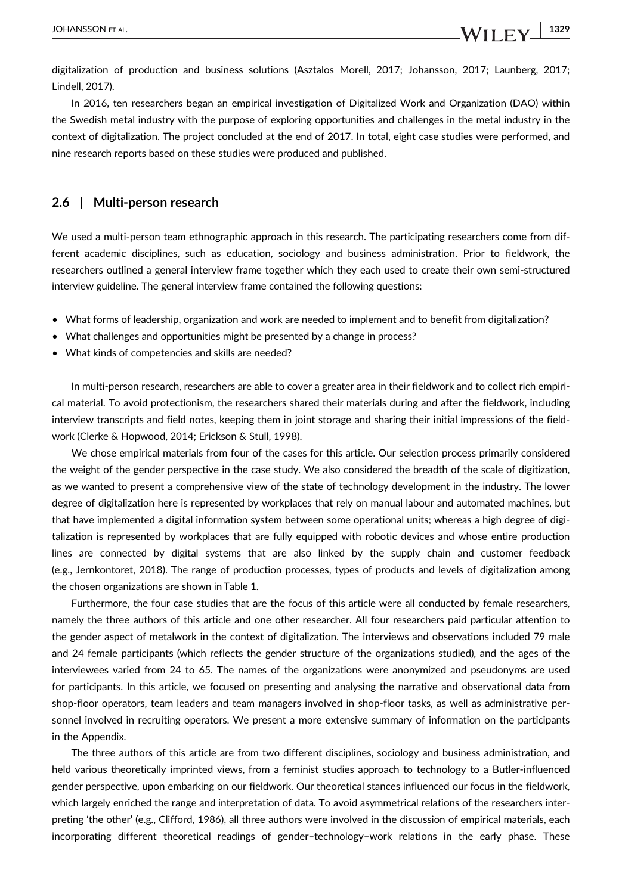digitalization of production and business solutions (Asztalos Morell, 2017; Johansson, 2017; Launberg, 2017; Lindell, 2017).

In 2016, ten researchers began an empirical investigation of Digitalized Work and Organization (DAO) within the Swedish metal industry with the purpose of exploring opportunities and challenges in the metal industry in the context of digitalization. The project concluded at the end of 2017. In total, eight case studies were performed, and nine research reports based on these studies were produced and published.

## 2.6 | Multi-person research

We used a multi-person team ethnographic approach in this research. The participating researchers come from different academic disciplines, such as education, sociology and business administration. Prior to fieldwork, the researchers outlined a general interview frame together which they each used to create their own semi-structured interview guideline. The general interview frame contained the following questions:

- What forms of leadership, organization and work are needed to implement and to benefit from digitalization?
- What challenges and opportunities might be presented by a change in process?
- What kinds of competencies and skills are needed?

In multi-person research, researchers are able to cover a greater area in their fieldwork and to collect rich empirical material. To avoid protectionism, the researchers shared their materials during and after the fieldwork, including interview transcripts and field notes, keeping them in joint storage and sharing their initial impressions of the fieldwork (Clerke & Hopwood, 2014; Erickson & Stull, 1998).

We chose empirical materials from four of the cases for this article. Our selection process primarily considered the weight of the gender perspective in the case study. We also considered the breadth of the scale of digitization, as we wanted to present a comprehensive view of the state of technology development in the industry. The lower degree of digitalization here is represented by workplaces that rely on manual labour and automated machines, but that have implemented a digital information system between some operational units; whereas a high degree of digitalization is represented by workplaces that are fully equipped with robotic devices and whose entire production lines are connected by digital systems that are also linked by the supply chain and customer feedback (e.g., Jernkontoret, 2018). The range of production processes, types of products and levels of digitalization among the chosen organizations are shown in Table 1.

Furthermore, the four case studies that are the focus of this article were all conducted by female researchers, namely the three authors of this article and one other researcher. All four researchers paid particular attention to the gender aspect of metalwork in the context of digitalization. The interviews and observations included 79 male and 24 female participants (which reflects the gender structure of the organizations studied), and the ages of the interviewees varied from 24 to 65. The names of the organizations were anonymized and pseudonyms are used for participants. In this article, we focused on presenting and analysing the narrative and observational data from shop-floor operators, team leaders and team managers involved in shop-floor tasks, as well as administrative personnel involved in recruiting operators. We present a more extensive summary of information on the participants in the Appendix.

The three authors of this article are from two different disciplines, sociology and business administration, and held various theoretically imprinted views, from a feminist studies approach to technology to a Butler-influenced gender perspective, upon embarking on our fieldwork. Our theoretical stances influenced our focus in the fieldwork, which largely enriched the range and interpretation of data. To avoid asymmetrical relations of the researchers interpreting 'the other' (e.g., Clifford, 1986), all three authors were involved in the discussion of empirical materials, each incorporating different theoretical readings of gender–technology–work relations in the early phase. These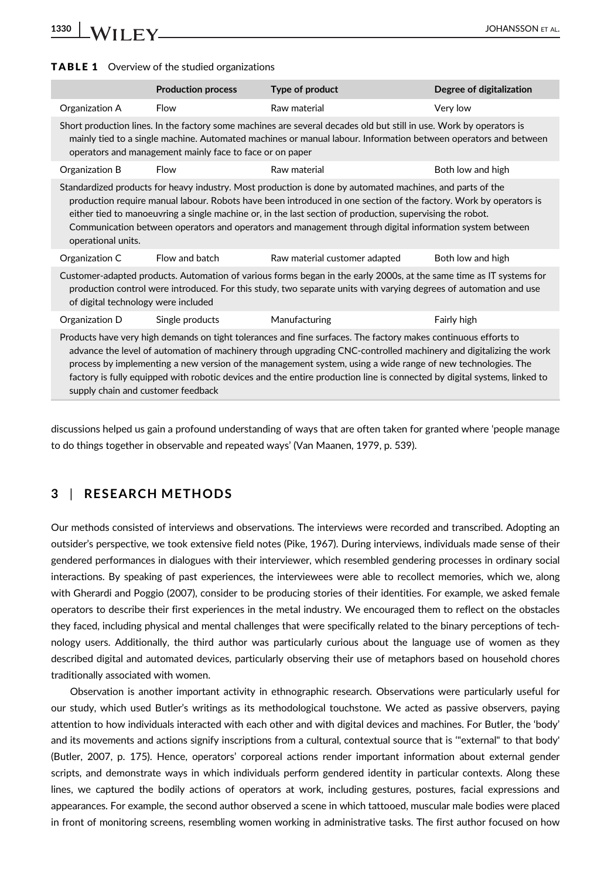**TABLE 1** Overview of the studied organizations

| | Production process | Type of product | Degree of digitalization |
|---|---|---|---|
| Organization A | Flow | Raw material | Very low |
| Short production lines. In the factory some machines are several decades old but still in use. Work by operators is mainly tied to a single machine. Automated machines or manual labour. Information between operators and between operators and management mainly face to face or on paper | | | |
| Organization B | Flow | Raw material | Both low and high |
| Standardized products for heavy industry. Most production is done by automated machines, and parts of the production require manual labour. Robots have been introduced in one section of the factory. Work by operators is either tied to manoeuvring a single machine or, in the last section of production, supervising the robot. Communication between operators and operators and management through digital information system between operational units. | | | |
| Organization C | Flow and batch | Raw material customer adapted | Both low and high |
| Customer-adapted products. Automation of various forms began in the early 2000s, at the same time as IT systems for production control were introduced. For this study, two separate units with varying degrees of automation and use of digital technology were included | | | |
| Organization D | Single products | Manufacturing | Fairly high |
| Products have very high demands on tight tolerances and fine surfaces. The factory makes continuous efforts to advance the level of automation of machinery through upgrading CNC-controlled machinery and digitalizing the work process by implementing a new version of the management system, using a wide range of new technologies. The factory is fully equipped with robotic devices and the entire production line is connected by digital systems, linked to supply chain and customer feedback | | | |

discussions helped us gain a profound understanding of ways that are often taken for granted where 'people manage to do things together in observable and repeated ways' (Van Maanen, 1979, p. 539).

## 3 | RESEARCH METHODS

Our methods consisted of interviews and observations. The interviews were recorded and transcribed. Adopting an outsider's perspective, we took extensive field notes (Pike, 1967). During interviews, individuals made sense of their gendered performances in dialogues with their interviewer, which resembled gendering processes in ordinary social interactions. By speaking of past experiences, the interviewees were able to recollect memories, which we, along with Gherardi and Poggio (2007), consider to be producing stories of their identities. For example, we asked female operators to describe their first experiences in the metal industry. We encouraged them to reflect on the obstacles they faced, including physical and mental challenges that were specifically related to the binary perceptions of technology users. Additionally, the third author was particularly curious about the language use of women as they described digital and automated devices, particularly observing their use of metaphors based on household chores traditionally associated with women.

Observation is another important activity in ethnographic research. Observations were particularly useful for our study, which used Butler's writings as its methodological touchstone. We acted as passive observers, paying attention to how individuals interacted with each other and with digital devices and machines. For Butler, the 'body' and its movements and actions signify inscriptions from a cultural, contextual source that is '"external" to that body' (Butler, 2007, p. 175). Hence, operators' corporeal actions render important information about external gender scripts, and demonstrate ways in which individuals perform gendered identity in particular contexts. Along these lines, we captured the bodily actions of operators at work, including gestures, postures, facial expressions and appearances. For example, the second author observed a scene in which tattooed, muscular male bodies were placed in front of monitoring screens, resembling women working in administrative tasks. The first author focused on how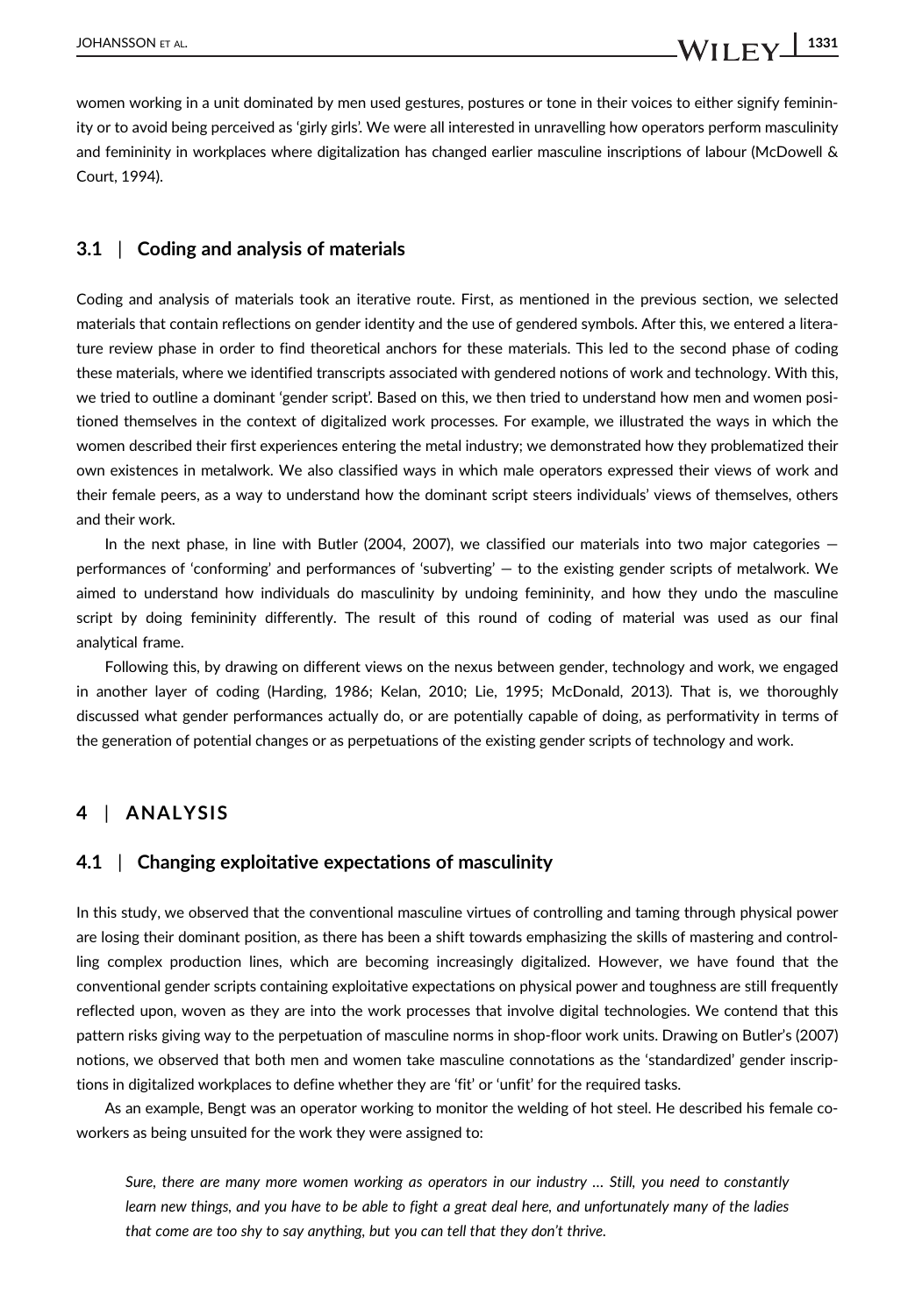women working in a unit dominated by men used gestures, postures or tone in their voices to either signify femininity or to avoid being perceived as 'girly girls'. We were all interested in unravelling how operators perform masculinity and femininity in workplaces where digitalization has changed earlier masculine inscriptions of labour (McDowell & Court, 1994).

### 3.1 | Coding and analysis of materials

Coding and analysis of materials took an iterative route. First, as mentioned in the previous section, we selected materials that contain reflections on gender identity and the use of gendered symbols. After this, we entered a literature review phase in order to find theoretical anchors for these materials. This led to the second phase of coding these materials, where we identified transcripts associated with gendered notions of work and technology. With this, we tried to outline a dominant 'gender script'. Based on this, we then tried to understand how men and women positioned themselves in the context of digitalized work processes. For example, we illustrated the ways in which the women described their first experiences entering the metal industry; we demonstrated how they problematized their own existences in metalwork. We also classified ways in which male operators expressed their views of work and their female peers, as a way to understand how the dominant script steers individuals' views of themselves, others and their work.

In the next phase, in line with Butler (2004, 2007), we classified our materials into two major categories — performances of 'conforming' and performances of 'subverting' — to the existing gender scripts of metalwork. We aimed to understand how individuals do masculinity by undoing femininity, and how they undo the masculine script by doing femininity differently. The result of this round of coding of material was used as our final analytical frame.

Following this, by drawing on different views on the nexus between gender, technology and work, we engaged in another layer of coding (Harding, 1986; Kelan, 2010; Lie, 1995; McDonald, 2013). That is, we thoroughly discussed what gender performances actually do, or are potentially capable of doing, as performativity in terms of the generation of potential changes or as perpetuations of the existing gender scripts of technology and work.

## 4 | ANALYSIS

### 4.1 | Changing exploitative expectations of masculinity

In this study, we observed that the conventional masculine virtues of controlling and taming through physical power are losing their dominant position, as there has been a shift towards emphasizing the skills of mastering and controlling complex production lines, which are becoming increasingly digitalized. However, we have found that the conventional gender scripts containing exploitative expectations on physical power and toughness are still frequently reflected upon, woven as they are into the work processes that involve digital technologies. We contend that this pattern risks giving way to the perpetuation of masculine norms in shop-floor work units. Drawing on Butler's (2007) notions, we observed that both men and women take masculine connotations as the 'standardized' gender inscriptions in digitalized workplaces to define whether they are 'fit' or 'unfit' for the required tasks.

As an example, Bengt was an operator working to monitor the welding of hot steel. He described his female co-workers as being unsuited for the work they were assigned to:

> *Sure, there are many more women working as operators in our industry … Still, you need to constantly learn new things, and you have to be able to fight a great deal here, and unfortunately many of the ladies that come are too shy to say anything, but you can tell that they don't thrive.*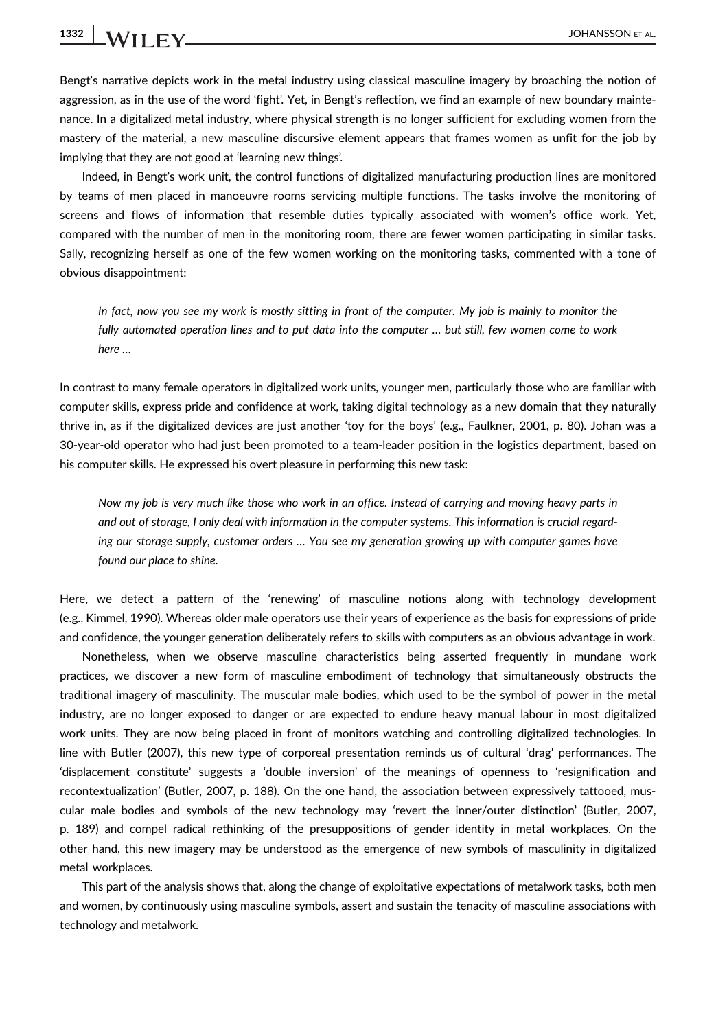Bengt's narrative depicts work in the metal industry using classical masculine imagery by broaching the notion of aggression, as in the use of the word 'fight'. Yet, in Bengt's reflection, we find an example of new boundary maintenance. In a digitalized metal industry, where physical strength is no longer sufficient for excluding women from the mastery of the material, a new masculine discursive element appears that frames women as unfit for the job by implying that they are not good at 'learning new things'.

Indeed, in Bengt's work unit, the control functions of digitalized manufacturing production lines are monitored by teams of men placed in manoeuvre rooms servicing multiple functions. The tasks involve the monitoring of screens and flows of information that resemble duties typically associated with women's office work. Yet, compared with the number of men in the monitoring room, there are fewer women participating in similar tasks. Sally, recognizing herself as one of the few women working on the monitoring tasks, commented with a tone of obvious disappointment:

> *In fact, now you see my work is mostly sitting in front of the computer. My job is mainly to monitor the fully automated operation lines and to put data into the computer … but still, few women come to work here …*

In contrast to many female operators in digitalized work units, younger men, particularly those who are familiar with computer skills, express pride and confidence at work, taking digital technology as a new domain that they naturally thrive in, as if the digitalized devices are just another 'toy for the boys' (e.g., Faulkner, 2001, p. 80). Johan was a 30-year-old operator who had just been promoted to a team-leader position in the logistics department, based on his computer skills. He expressed his overt pleasure in performing this new task:

> *Now my job is very much like those who work in an office. Instead of carrying and moving heavy parts in and out of storage, I only deal with information in the computer systems. This information is crucial regarding our storage supply, customer orders … You see my generation growing up with computer games have found our place to shine.*

Here, we detect a pattern of the 'renewing' of masculine notions along with technology development (e.g., Kimmel, 1990). Whereas older male operators use their years of experience as the basis for expressions of pride and confidence, the younger generation deliberately refers to skills with computers as an obvious advantage in work.

Nonetheless, when we observe masculine characteristics being asserted frequently in mundane work practices, we discover a new form of masculine embodiment of technology that simultaneously obstructs the traditional imagery of masculinity. The muscular male bodies, which used to be the symbol of power in the metal industry, are no longer exposed to danger or are expected to endure heavy manual labour in most digitalized work units. They are now being placed in front of monitors watching and controlling digitalized technologies. In line with Butler (2007), this new type of corporeal presentation reminds us of cultural 'drag' performances. The 'displacement constitute' suggests a 'double inversion' of the meanings of openness to 'resignification and recontextualization' (Butler, 2007, p. 188). On the one hand, the association between expressively tattooed, muscular male bodies and symbols of the new technology may 'revert the inner/outer distinction' (Butler, 2007, p. 189) and compel radical rethinking of the presuppositions of gender identity in metal workplaces. On the other hand, this new imagery may be understood as the emergence of new symbols of masculinity in digitalized metal workplaces.

This part of the analysis shows that, along the change of exploitative expectations of metalwork tasks, both men and women, by continuously using masculine symbols, assert and sustain the tenacity of masculine associations with technology and metalwork.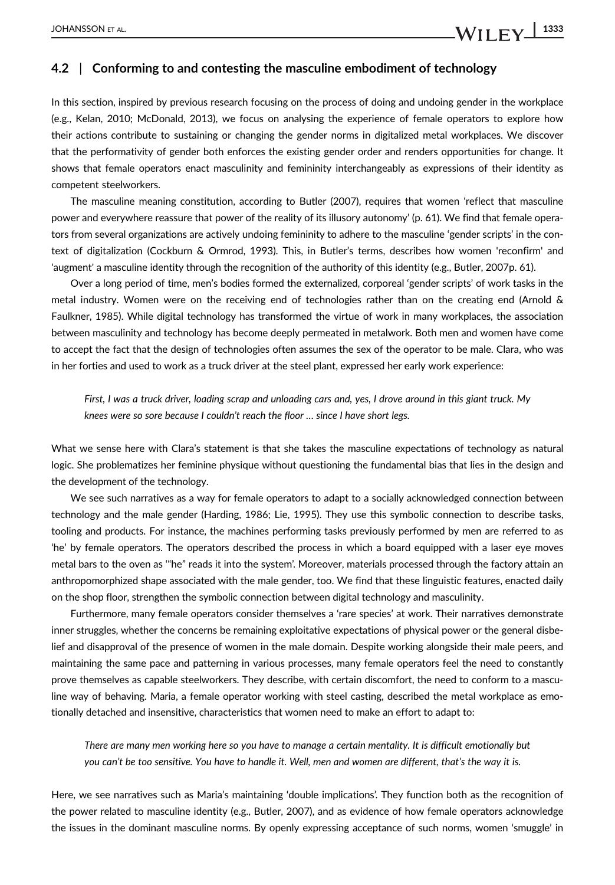### 4.2 | Conforming to and contesting the masculine embodiment of technology

In this section, inspired by previous research focusing on the process of doing and undoing gender in the workplace (e.g., Kelan, 2010; McDonald, 2013), we focus on analysing the experience of female operators to explore how their actions contribute to sustaining or changing the gender norms in digitalized metal workplaces. We discover that the performativity of gender both enforces the existing gender order and renders opportunities for change. It shows that female operators enact masculinity and femininity interchangeably as expressions of their identity as competent steelworkers.

The masculine meaning constitution, according to Butler (2007), requires that women 'reflect that masculine power and everywhere reassure that power of the reality of its illusory autonomy' (p. 61). We find that female operators from several organizations are actively undoing femininity to adhere to the masculine 'gender scripts' in the context of digitalization (Cockburn & Ormrod, 1993). This, in Butler's terms, describes how women 'reconfirm' and 'augment' a masculine identity through the recognition of the authority of this identity (e.g., Butler, 2007p. 61).

Over a long period of time, men's bodies formed the externalized, corporeal 'gender scripts' of work tasks in the metal industry. Women were on the receiving end of technologies rather than on the creating end (Arnold & Faulkner, 1985). While digital technology has transformed the virtue of work in many workplaces, the association between masculinity and technology has become deeply permeated in metalwork. Both men and women have come to accept the fact that the design of technologies often assumes the sex of the operator to be male. Clara, who was in her forties and used to work as a truck driver at the steel plant, expressed her early work experience:

> *First, I was a truck driver, loading scrap and unloading cars and, yes, I drove around in this giant truck. My knees were so sore because I couldn't reach the floor … since I have short legs.*

What we sense here with Clara's statement is that she takes the masculine expectations of technology as natural logic. She problematizes her feminine physique without questioning the fundamental bias that lies in the design and the development of the technology.

We see such narratives as a way for female operators to adapt to a socially acknowledged connection between technology and the male gender (Harding, 1986; Lie, 1995). They use this symbolic connection to describe tasks, tooling and products. For instance, the machines performing tasks previously performed by men are referred to as 'he' by female operators. The operators described the process in which a board equipped with a laser eye moves metal bars to the oven as '"he" reads it into the system'. Moreover, materials processed through the factory attain an anthropomorphized shape associated with the male gender, too. We find that these linguistic features, enacted daily on the shop floor, strengthen the symbolic connection between digital technology and masculinity.

Furthermore, many female operators consider themselves a 'rare species' at work. Their narratives demonstrate inner struggles, whether the concerns be remaining exploitative expectations of physical power or the general disbelief and disapproval of the presence of women in the male domain. Despite working alongside their male peers, and maintaining the same pace and patterning in various processes, many female operators feel the need to constantly prove themselves as capable steelworkers. They describe, with certain discomfort, the need to conform to a masculine way of behaving. Maria, a female operator working with steel casting, described the metal workplace as emotionally detached and insensitive, characteristics that women need to make an effort to adapt to:

> *There are many men working here so you have to manage a certain mentality. It is difficult emotionally but you can't be too sensitive. You have to handle it. Well, men and women are different, that's the way it is.*

Here, we see narratives such as Maria's maintaining 'double implications'. They function both as the recognition of the power related to masculine identity (e.g., Butler, 2007), and as evidence of how female operators acknowledge the issues in the dominant masculine norms. By openly expressing acceptance of such norms, women 'smuggle' in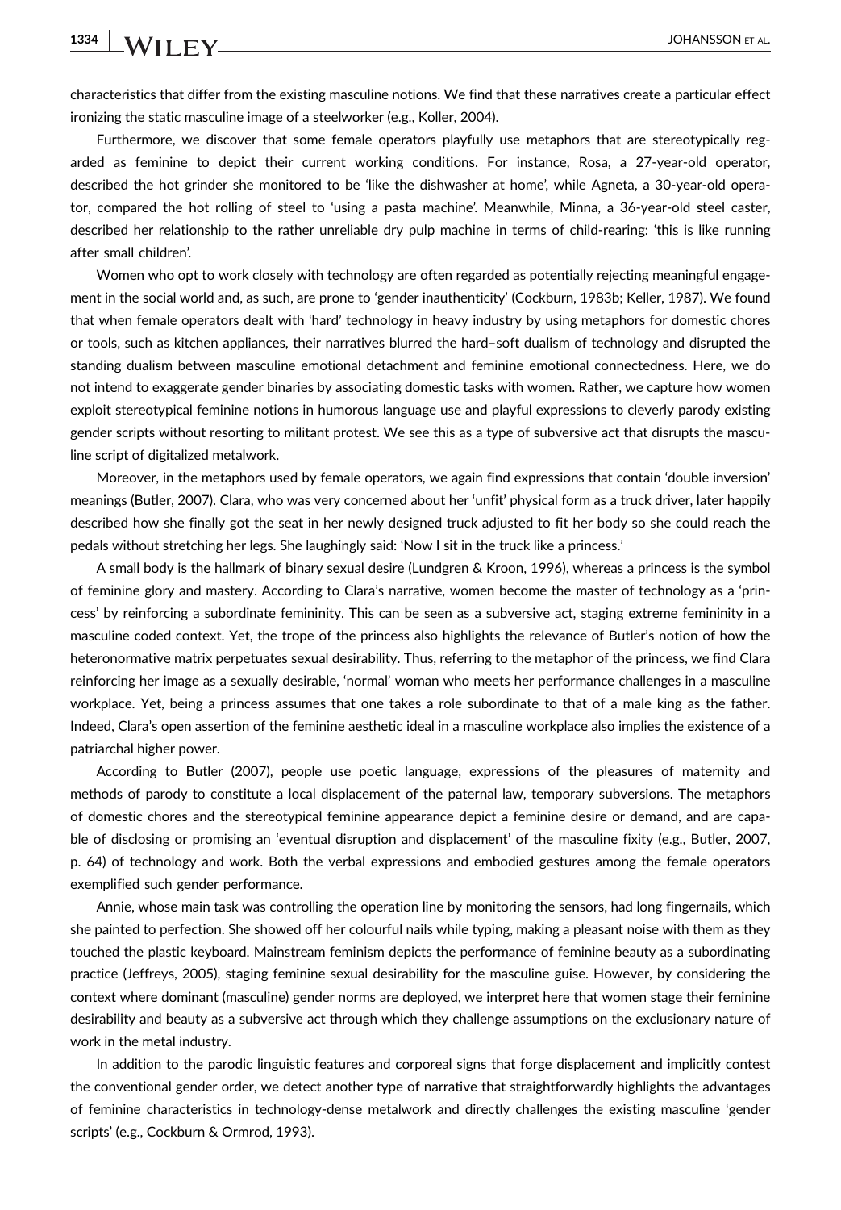characteristics that differ from the existing masculine notions. We find that these narratives create a particular effect ironizing the static masculine image of a steelworker (e.g., Koller, 2004).

Furthermore, we discover that some female operators playfully use metaphors that are stereotypically regarded as feminine to depict their current working conditions. For instance, Rosa, a 27-year-old operator, described the hot grinder she monitored to be 'like the dishwasher at home', while Agneta, a 30-year-old operator, compared the hot rolling of steel to 'using a pasta machine'. Meanwhile, Minna, a 36-year-old steel caster, described her relationship to the rather unreliable dry pulp machine in terms of child-rearing: 'this is like running after small children'.

Women who opt to work closely with technology are often regarded as potentially rejecting meaningful engagement in the social world and, as such, are prone to 'gender inauthenticity' (Cockburn, 1983b; Keller, 1987). We found that when female operators dealt with 'hard' technology in heavy industry by using metaphors for domestic chores or tools, such as kitchen appliances, their narratives blurred the hard–soft dualism of technology and disrupted the standing dualism between masculine emotional detachment and feminine emotional connectedness. Here, we do not intend to exaggerate gender binaries by associating domestic tasks with women. Rather, we capture how women exploit stereotypical feminine notions in humorous language use and playful expressions to cleverly parody existing gender scripts without resorting to militant protest. We see this as a type of subversive act that disrupts the masculine script of digitalized metalwork.

Moreover, in the metaphors used by female operators, we again find expressions that contain 'double inversion' meanings (Butler, 2007). Clara, who was very concerned about her 'unfit' physical form as a truck driver, later happily described how she finally got the seat in her newly designed truck adjusted to fit her body so she could reach the pedals without stretching her legs. She laughingly said: 'Now I sit in the truck like a princess.'

A small body is the hallmark of binary sexual desire (Lundgren & Kroon, 1996), whereas a princess is the symbol of feminine glory and mastery. According to Clara's narrative, women become the master of technology as a 'princess' by reinforcing a subordinate femininity. This can be seen as a subversive act, staging extreme femininity in a masculine coded context. Yet, the trope of the princess also highlights the relevance of Butler's notion of how the heteronormative matrix perpetuates sexual desirability. Thus, referring to the metaphor of the princess, we find Clara reinforcing her image as a sexually desirable, 'normal' woman who meets her performance challenges in a masculine workplace. Yet, being a princess assumes that one takes a role subordinate to that of a male king as the father. Indeed, Clara's open assertion of the feminine aesthetic ideal in a masculine workplace also implies the existence of a patriarchal higher power.

According to Butler (2007), people use poetic language, expressions of the pleasures of maternity and methods of parody to constitute a local displacement of the paternal law, temporary subversions. The metaphors of domestic chores and the stereotypical feminine appearance depict a feminine desire or demand, and are capable of disclosing or promising an 'eventual disruption and displacement' of the masculine fixity (e.g., Butler, 2007, p. 64) of technology and work. Both the verbal expressions and embodied gestures among the female operators exemplified such gender performance.

Annie, whose main task was controlling the operation line by monitoring the sensors, had long fingernails, which she painted to perfection. She showed off her colourful nails while typing, making a pleasant noise with them as they touched the plastic keyboard. Mainstream feminism depicts the performance of feminine beauty as a subordinating practice (Jeffreys, 2005), staging feminine sexual desirability for the masculine guise. However, by considering the context where dominant (masculine) gender norms are deployed, we interpret here that women stage their feminine desirability and beauty as a subversive act through which they challenge assumptions on the exclusionary nature of work in the metal industry.

In addition to the parodic linguistic features and corporeal signs that forge displacement and implicitly contest the conventional gender order, we detect another type of narrative that straightforwardly highlights the advantages of feminine characteristics in technology-dense metalwork and directly challenges the existing masculine 'gender scripts' (e.g., Cockburn & Ormrod, 1993).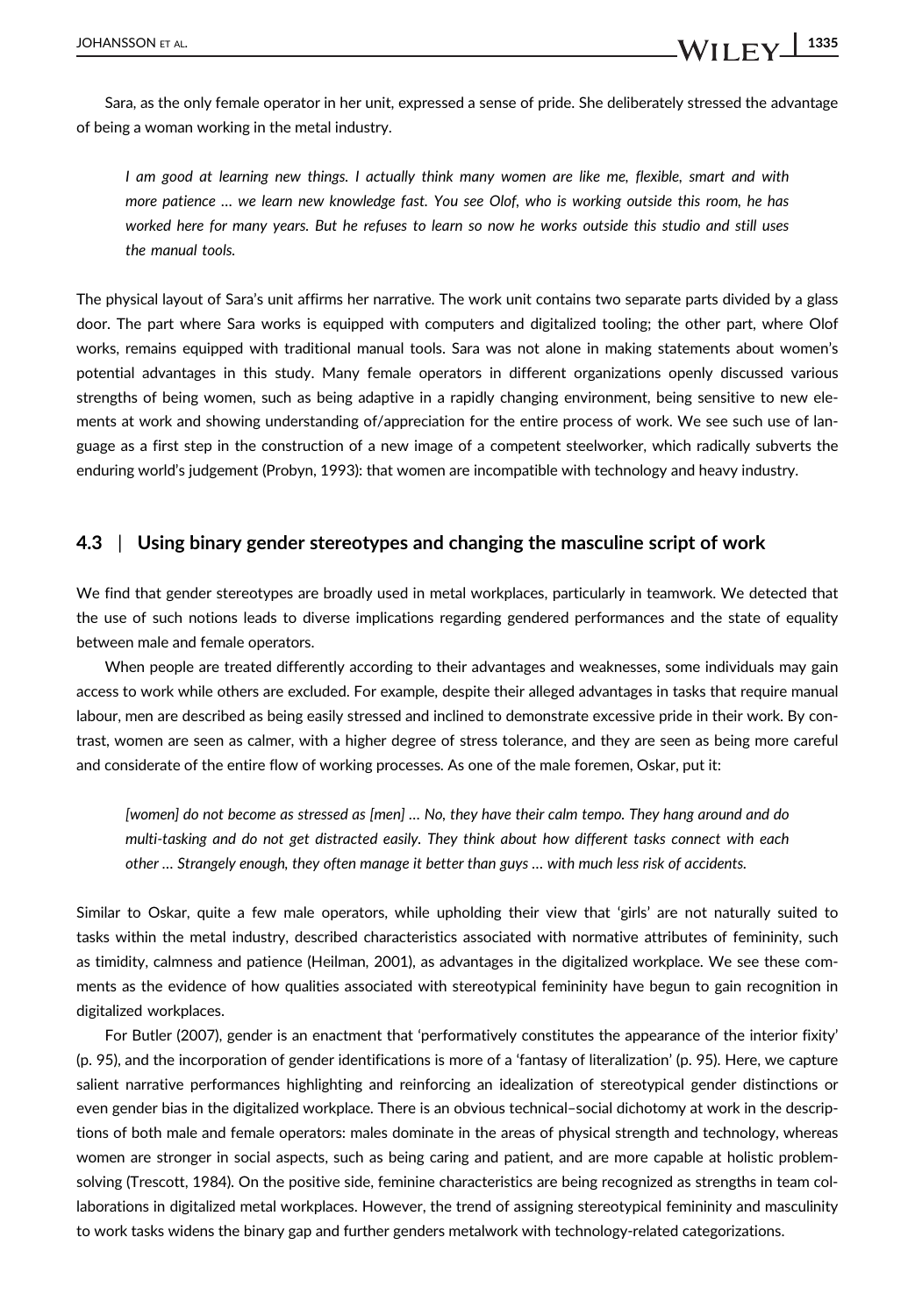Sara, as the only female operator in her unit, expressed a sense of pride. She deliberately stressed the advantage of being a woman working in the metal industry.

> *I am good at learning new things. I actually think many women are like me, flexible, smart and with more patience … we learn new knowledge fast. You see Olof, who is working outside this room, he has worked here for many years. But he refuses to learn so now he works outside this studio and still uses the manual tools.*

The physical layout of Sara's unit affirms her narrative. The work unit contains two separate parts divided by a glass door. The part where Sara works is equipped with computers and digitalized tooling; the other part, where Olof works, remains equipped with traditional manual tools. Sara was not alone in making statements about women's potential advantages in this study. Many female operators in different organizations openly discussed various strengths of being women, such as being adaptive in a rapidly changing environment, being sensitive to new elements at work and showing understanding of/appreciation for the entire process of work. We see such use of language as a first step in the construction of a new image of a competent steelworker, which radically subverts the enduring world's judgement (Probyn, 1993): that women are incompatible with technology and heavy industry.

### 4.3 | Using binary gender stereotypes and changing the masculine script of work

We find that gender stereotypes are broadly used in metal workplaces, particularly in teamwork. We detected that the use of such notions leads to diverse implications regarding gendered performances and the state of equality between male and female operators.

When people are treated differently according to their advantages and weaknesses, some individuals may gain access to work while others are excluded. For example, despite their alleged advantages in tasks that require manual labour, men are described as being easily stressed and inclined to demonstrate excessive pride in their work. By contrast, women are seen as calmer, with a higher degree of stress tolerance, and they are seen as being more careful and considerate of the entire flow of working processes. As one of the male foremen, Oskar, put it:

> *[women] do not become as stressed as [men] … No, they have their calm tempo. They hang around and do multi-tasking and do not get distracted easily. They think about how different tasks connect with each other … Strangely enough, they often manage it better than guys … with much less risk of accidents.*

Similar to Oskar, quite a few male operators, while upholding their view that 'girls' are not naturally suited to tasks within the metal industry, described characteristics associated with normative attributes of femininity, such as timidity, calmness and patience (Heilman, 2001), as advantages in the digitalized workplace. We see these comments as the evidence of how qualities associated with stereotypical femininity have begun to gain recognition in digitalized workplaces.

For Butler (2007), gender is an enactment that 'performatively constitutes the appearance of the interior fixity' (p. 95), and the incorporation of gender identifications is more of a 'fantasy of literalization' (p. 95). Here, we capture salient narrative performances highlighting and reinforcing an idealization of stereotypical gender distinctions or even gender bias in the digitalized workplace. There is an obvious technical–social dichotomy at work in the descriptions of both male and female operators: males dominate in the areas of physical strength and technology, whereas women are stronger in social aspects, such as being caring and patient, and are more capable at holistic problem-solving (Trescott, 1984). On the positive side, feminine characteristics are being recognized as strengths in team collaborations in digitalized metal workplaces. However, the trend of assigning stereotypical femininity and masculinity to work tasks widens the binary gap and further genders metalwork with technology-related categorizations.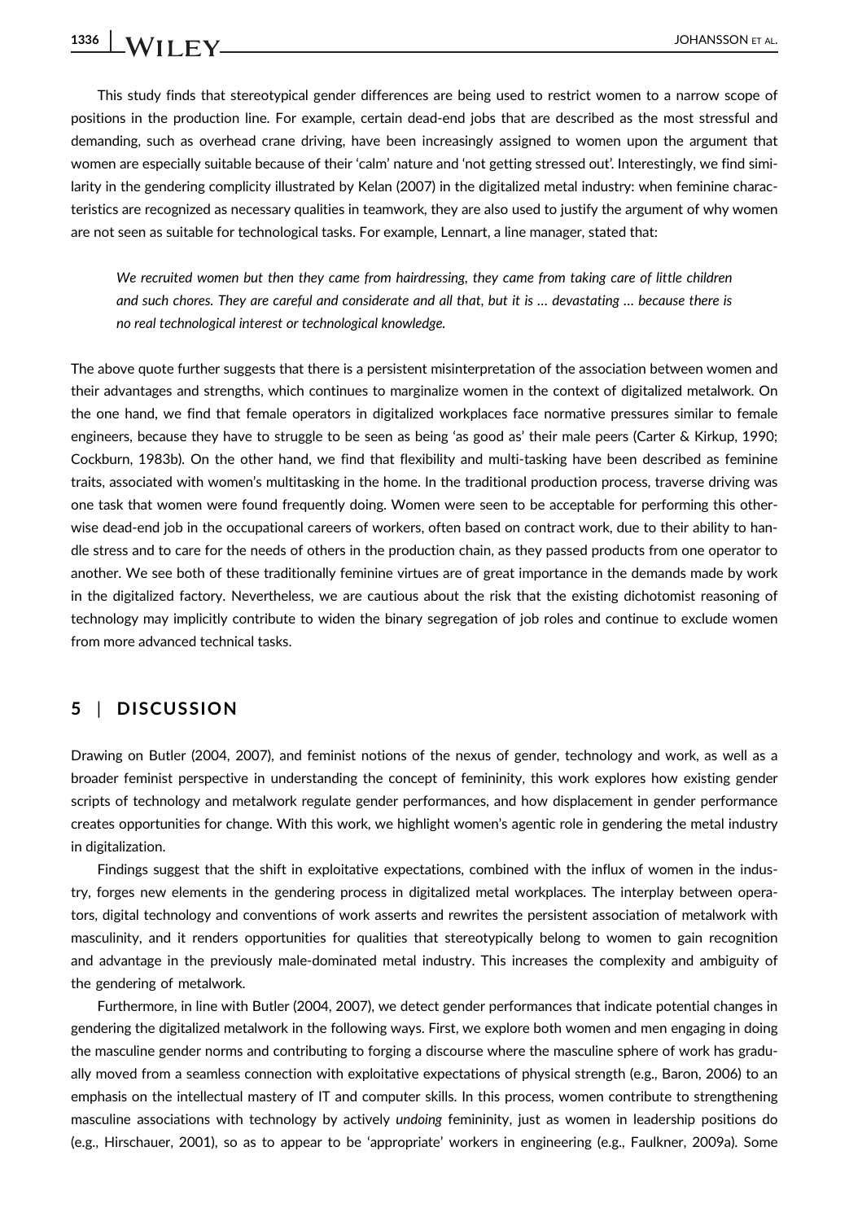This study finds that stereotypical gender differences are being used to restrict women to a narrow scope of positions in the production line. For example, certain dead-end jobs that are described as the most stressful and demanding, such as overhead crane driving, have been increasingly assigned to women upon the argument that women are especially suitable because of their 'calm' nature and 'not getting stressed out'. Interestingly, we find similarity in the gendering complicity illustrated by Kelan (2007) in the digitalized metal industry: when feminine characteristics are recognized as necessary qualities in teamwork, they are also used to justify the argument of why women are not seen as suitable for technological tasks. For example, Lennart, a line manager, stated that:

> *We recruited women but then they came from hairdressing, they came from taking care of little children and such chores. They are careful and considerate and all that, but it is … devastating … because there is no real technological interest or technological knowledge.*

The above quote further suggests that there is a persistent misinterpretation of the association between women and their advantages and strengths, which continues to marginalize women in the context of digitalized metalwork. On the one hand, we find that female operators in digitalized workplaces face normative pressures similar to female engineers, because they have to struggle to be seen as being 'as good as' their male peers (Carter & Kirkup, 1990; Cockburn, 1983b). On the other hand, we find that flexibility and multi-tasking have been described as feminine traits, associated with women's multitasking in the home. In the traditional production process, traverse driving was one task that women were found frequently doing. Women were seen to be acceptable for performing this otherwise dead-end job in the occupational careers of workers, often based on contract work, due to their ability to handle stress and to care for the needs of others in the production chain, as they passed products from one operator to another. We see both of these traditionally feminine virtues are of great importance in the demands made by work in the digitalized factory. Nevertheless, we are cautious about the risk that the existing dichotomist reasoning of technology may implicitly contribute to widen the binary segregation of job roles and continue to exclude women from more advanced technical tasks.

## 5 | DISCUSSION

Drawing on Butler (2004, 2007), and feminist notions of the nexus of gender, technology and work, as well as a broader feminist perspective in understanding the concept of femininity, this work explores how existing gender scripts of technology and metalwork regulate gender performances, and how displacement in gender performance creates opportunities for change. With this work, we highlight women's agentic role in gendering the metal industry in digitalization.

Findings suggest that the shift in exploitative expectations, combined with the influx of women in the industry, forges new elements in the gendering process in digitalized metal workplaces. The interplay between operators, digital technology and conventions of work asserts and rewrites the persistent association of metalwork with masculinity, and it renders opportunities for qualities that stereotypically belong to women to gain recognition and advantage in the previously male-dominated metal industry. This increases the complexity and ambiguity of the gendering of metalwork.

Furthermore, in line with Butler (2004, 2007), we detect gender performances that indicate potential changes in gendering the digitalized metalwork in the following ways. First, we explore both women and men engaging in doing the masculine gender norms and contributing to forging a discourse where the masculine sphere of work has gradually moved from a seamless connection with exploitative expectations of physical strength (e.g., Baron, 2006) to an emphasis on the intellectual mastery of IT and computer skills. In this process, women contribute to strengthening masculine associations with technology by actively *undoing* femininity, just as women in leadership positions do (e.g., Hirschauer, 2001), so as to appear to be 'appropriate' workers in engineering (e.g., Faulkner, 2009a). Some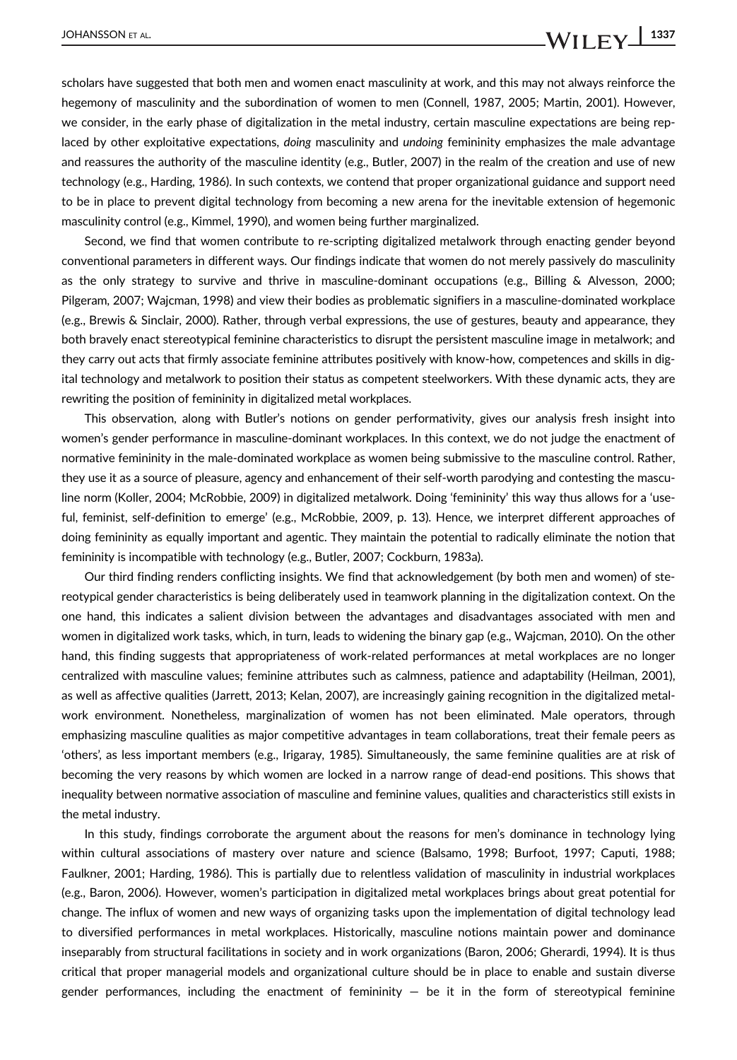scholars have suggested that both men and women enact masculinity at work, and this may not always reinforce the hegemony of masculinity and the subordination of women to men (Connell, 1987, 2005; Martin, 2001). However, we consider, in the early phase of digitalization in the metal industry, certain masculine expectations are being replaced by other exploitative expectations, *doing* masculinity and *undoing* femininity emphasizes the male advantage and reassures the authority of the masculine identity (e.g., Butler, 2007) in the realm of the creation and use of new technology (e.g., Harding, 1986). In such contexts, we contend that proper organizational guidance and support need to be in place to prevent digital technology from becoming a new arena for the inevitable extension of hegemonic masculinity control (e.g., Kimmel, 1990), and women being further marginalized.

Second, we find that women contribute to re-scripting digitalized metalwork through enacting gender beyond conventional parameters in different ways. Our findings indicate that women do not merely passively do masculinity as the only strategy to survive and thrive in masculine-dominant occupations (e.g., Billing & Alvesson, 2000; Pilgeram, 2007; Wajcman, 1998) and view their bodies as problematic signifiers in a masculine-dominated workplace (e.g., Brewis & Sinclair, 2000). Rather, through verbal expressions, the use of gestures, beauty and appearance, they both bravely enact stereotypical feminine characteristics to disrupt the persistent masculine image in metalwork; and they carry out acts that firmly associate feminine attributes positively with know-how, competences and skills in digital technology and metalwork to position their status as competent steelworkers. With these dynamic acts, they are rewriting the position of femininity in digitalized metal workplaces.

This observation, along with Butler's notions on gender performativity, gives our analysis fresh insight into women's gender performance in masculine-dominant workplaces. In this context, we do not judge the enactment of normative femininity in the male-dominated workplace as women being submissive to the masculine control. Rather, they use it as a source of pleasure, agency and enhancement of their self-worth parodying and contesting the masculine norm (Koller, 2004; McRobbie, 2009) in digitalized metalwork. Doing 'femininity' this way thus allows for a 'useful, feminist, self-definition to emerge' (e.g., McRobbie, 2009, p. 13). Hence, we interpret different approaches of doing femininity as equally important and agentic. They maintain the potential to radically eliminate the notion that femininity is incompatible with technology (e.g., Butler, 2007; Cockburn, 1983a).

Our third finding renders conflicting insights. We find that acknowledgement (by both men and women) of stereotypical gender characteristics is being deliberately used in teamwork planning in the digitalization context. On the one hand, this indicates a salient division between the advantages and disadvantages associated with men and women in digitalized work tasks, which, in turn, leads to widening the binary gap (e.g., Wajcman, 2010). On the other hand, this finding suggests that appropriateness of work-related performances at metal workplaces are no longer centralized with masculine values; feminine attributes such as calmness, patience and adaptability (Heilman, 2001), as well as affective qualities (Jarrett, 2013; Kelan, 2007), are increasingly gaining recognition in the digitalized metalwork environment. Nonetheless, marginalization of women has not been eliminated. Male operators, through emphasizing masculine qualities as major competitive advantages in team collaborations, treat their female peers as 'others', as less important members (e.g., Irigaray, 1985). Simultaneously, the same feminine qualities are at risk of becoming the very reasons by which women are locked in a narrow range of dead-end positions. This shows that inequality between normative association of masculine and feminine values, qualities and characteristics still exists in the metal industry.

In this study, findings corroborate the argument about the reasons for men's dominance in technology lying within cultural associations of mastery over nature and science (Balsamo, 1998; Burfoot, 1997; Caputi, 1988; Faulkner, 2001; Harding, 1986). This is partially due to relentless validation of masculinity in industrial workplaces (e.g., Baron, 2006). However, women's participation in digitalized metal workplaces brings about great potential for change. The influx of women and new ways of organizing tasks upon the implementation of digital technology lead to diversified performances in metal workplaces. Historically, masculine notions maintain power and dominance inseparably from structural facilitations in society and in work organizations (Baron, 2006; Gherardi, 1994). It is thus critical that proper managerial models and organizational culture should be in place to enable and sustain diverse gender performances, including the enactment of femininity — be it in the form of stereotypical feminine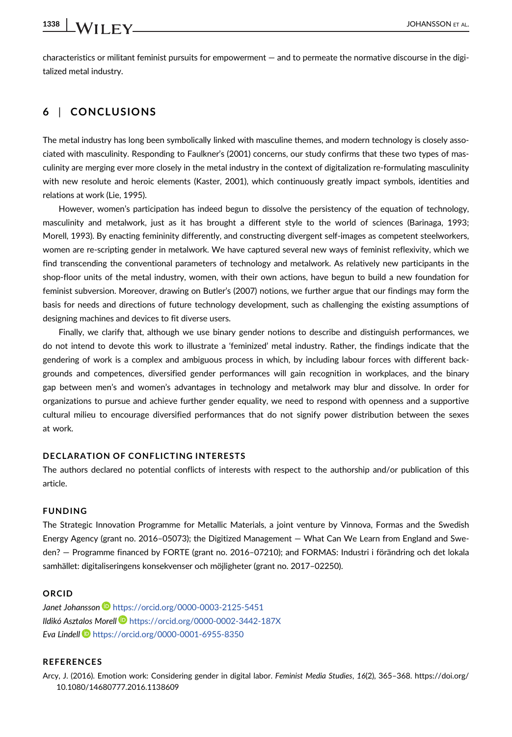characteristics or militant feminist pursuits for empowerment — and to permeate the normative discourse in the digitalized metal industry.

## 6 | CONCLUSIONS

The metal industry has long been symbolically linked with masculine themes, and modern technology is closely associated with masculinity. Responding to Faulkner's (2001) concerns, our study confirms that these two types of masculinity are merging ever more closely in the metal industry in the context of digitalization re-formulating masculinity with new resolute and heroic elements (Kaster, 2001), which continuously greatly impact symbols, identities and relations at work (Lie, 1995).

However, women's participation has indeed begun to dissolve the persistency of the equation of technology, masculinity and metalwork, just as it has brought a different style to the world of sciences (Barinaga, 1993; Morell, 1993). By enacting femininity differently, and constructing divergent self-images as competent steelworkers, women are re-scripting gender in metalwork. We have captured several new ways of feminist reflexivity, which we find transcending the conventional parameters of technology and metalwork. As relatively new participants in the shop-floor units of the metal industry, women, with their own actions, have begun to build a new foundation for feminist subversion. Moreover, drawing on Butler's (2007) notions, we further argue that our findings may form the basis for needs and directions of future technology development, such as challenging the existing assumptions of designing machines and devices to fit diverse users.

Finally, we clarify that, although we use binary gender notions to describe and distinguish performances, we do not intend to devote this work to illustrate a 'feminized' metal industry. Rather, the findings indicate that the gendering of work is a complex and ambiguous process in which, by including labour forces with different backgrounds and competences, diversified gender performances will gain recognition in workplaces, and the binary gap between men's and women's advantages in technology and metalwork may blur and dissolve. In order for organizations to pursue and achieve further gender equality, we need to respond with openness and a supportive cultural milieu to encourage diversified performances that do not signify power distribution between the sexes at work.

### DECLARATION OF CONFLICTING INTERESTS

The authors declared no potential conflicts of interests with respect to the authorship and/or publication of this article.

### FUNDING

The Strategic Innovation Programme for Metallic Materials, a joint venture by Vinnova, Formas and the Swedish Energy Agency (grant no. 2016–05073); the Digitized Management — What Can We Learn from England and Sweden? — Programme financed by FORTE (grant no. 2016–07210); and FORMAS: Industri i förändring och det lokala samhället: digitaliseringens konsekvenser och möjligheter (grant no. 2017–02250).

### ORCID

*Janet Johansson* https://orcid.org/0000-0003-2125-5451
*Ildikó Asztalos Morell* https://orcid.org/0000-0002-3442-187X
*Eva Lindell* https://orcid.org/0000-0001-6955-8350

### REFERENCES

Arcy, J. (2016). Emotion work: Considering gender in digital labor. *Feminist Media Studies*, *16*(2), 365–368. https://doi.org/10.1080/14680777.2016.1138609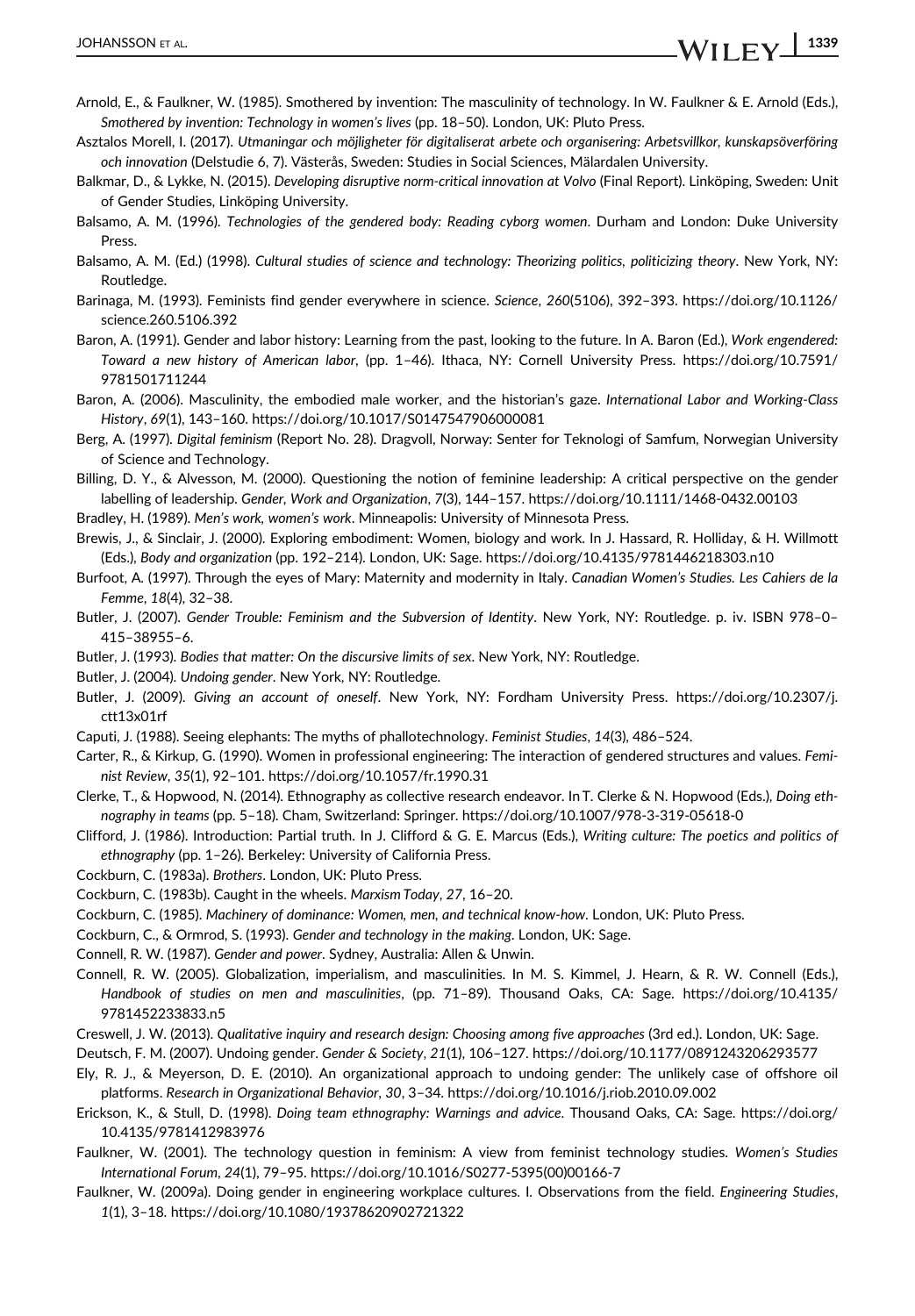Arnold, E., & Faulkner, W. (1985). Smothered by invention: The masculinity of technology. In W. Faulkner & E. Arnold (Eds.), *Smothered by invention: Technology in women's lives* (pp. 18–50). London, UK: Pluto Press.

Asztalos Morell, I. (2017). *Utmaningar och möjligheter för digitaliserat arbete och organisering: Arbetsvillkor, kunskapsöverföring och innovation* (Delstudie 6, 7). Västerås, Sweden: Studies in Social Sciences, Mälardalen University.

Balkmar, D., & Lykke, N. (2015). *Developing disruptive norm-critical innovation at Volvo* (Final Report). Linköping, Sweden: Unit of Gender Studies, Linköping University.

Balsamo, A. M. (1996). *Technologies of the gendered body: Reading cyborg women*. Durham and London: Duke University Press.

Balsamo, A. M. (Ed.) (1998). *Cultural studies of science and technology: Theorizing politics, politicizing theory*. New York, NY: Routledge.

Barinaga, M. (1993). Feminists find gender everywhere in science. *Science*, *260*(5106), 392–393. https://doi.org/10.1126/science.260.5106.392

Baron, A. (1991). Gender and labor history: Learning from the past, looking to the future. In A. Baron (Ed.), *Work engendered: Toward a new history of American labor*, (pp. 1–46). Ithaca, NY: Cornell University Press. https://doi.org/10.7591/9781501711244

Baron, A. (2006). Masculinity, the embodied male worker, and the historian's gaze. *International Labor and Working-Class History*, *69*(1), 143–160. https://doi.org/10.1017/S0147547906000081

Berg, A. (1997). *Digital feminism* (Report No. 28). Dragvoll, Norway: Senter for Teknologi of Samfum, Norwegian University of Science and Technology.

Billing, D. Y., & Alvesson, M. (2000). Questioning the notion of feminine leadership: A critical perspective on the gender labelling of leadership. *Gender, Work and Organization*, *7*(3), 144–157. https://doi.org/10.1111/1468-0432.00103

Bradley, H. (1989). *Men's work, women's work*. Minneapolis: University of Minnesota Press.

Brewis, J., & Sinclair, J. (2000). Exploring embodiment: Women, biology and work. In J. Hassard, R. Holliday, & H. Willmott (Eds.), *Body and organization* (pp. 192–214). London, UK: Sage. https://doi.org/10.4135/9781446218303.n10

Burfoot, A. (1997). Through the eyes of Mary: Maternity and modernity in Italy. *Canadian Women's Studies. Les Cahiers de la Femme*, *18*(4), 32–38.

Butler, J. (2007). *Gender Trouble: Feminism and the Subversion of Identity*. New York, NY: Routledge. p. iv. ISBN 978–0–415–38955–6.

Butler, J. (1993). *Bodies that matter: On the discursive limits of sex*. New York, NY: Routledge.

Butler, J. (2004). *Undoing gender*. New York, NY: Routledge.

Butler, J. (2009). *Giving an account of oneself*. New York, NY: Fordham University Press. https://doi.org/10.2307/j.ctt13x01rf

Caputi, J. (1988). Seeing elephants: The myths of phallotechnology. *Feminist Studies*, *14*(3), 486–524.

Carter, R., & Kirkup, G. (1990). Women in professional engineering: The interaction of gendered structures and values. *Feminist Review*, *35*(1), 92–101. https://doi.org/10.1057/fr.1990.31

Clerke, T., & Hopwood, N. (2014). Ethnography as collective research endeavor. In T. Clerke & N. Hopwood (Eds.), *Doing ethnography in teams* (pp. 5–18). Cham, Switzerland: Springer. https://doi.org/10.1007/978-3-319-05618-0

Clifford, J. (1986). Introduction: Partial truth. In J. Clifford & G. E. Marcus (Eds.), *Writing culture: The poetics and politics of ethnography* (pp. 1–26). Berkeley: University of California Press.

Cockburn, C. (1983a). *Brothers*. London, UK: Pluto Press.

Cockburn, C. (1983b). Caught in the wheels. *Marxism Today*, *27*, 16–20.

Cockburn, C. (1985). *Machinery of dominance: Women, men, and technical know-how*. London, UK: Pluto Press.

Cockburn, C., & Ormrod, S. (1993). *Gender and technology in the making*. London, UK: Sage.

Connell, R. W. (1987). *Gender and power*. Sydney, Australia: Allen & Unwin.

Connell, R. W. (2005). Globalization, imperialism, and masculinities. In M. S. Kimmel, J. Hearn, & R. W. Connell (Eds.), *Handbook of studies on men and masculinities*, (pp. 71–89). Thousand Oaks, CA: Sage. https://doi.org/10.4135/9781452233833.n5

Creswell, J. W. (2013). *Qualitative inquiry and research design: Choosing among five approaches* (3rd ed.). London, UK: Sage.

Deutsch, F. M. (2007). Undoing gender. *Gender & Society*, *21*(1), 106–127. https://doi.org/10.1177/0891243206293577

Ely, R. J., & Meyerson, D. E. (2010). An organizational approach to undoing gender: The unlikely case of offshore oil platforms. *Research in Organizational Behavior*, *30*, 3–34. https://doi.org/10.1016/j.riob.2010.09.002

Erickson, K., & Stull, D. (1998). *Doing team ethnography: Warnings and advice*. Thousand Oaks, CA: Sage. https://doi.org/10.4135/9781412983976

Faulkner, W. (2001). The technology question in feminism: A view from feminist technology studies. *Women's Studies International Forum*, *24*(1), 79–95. https://doi.org/10.1016/S0277-5395(00)00166-7

Faulkner, W. (2009a). Doing gender in engineering workplace cultures. I. Observations from the field. *Engineering Studies*, *1*(1), 3–18. https://doi.org/10.1080/19378620902721322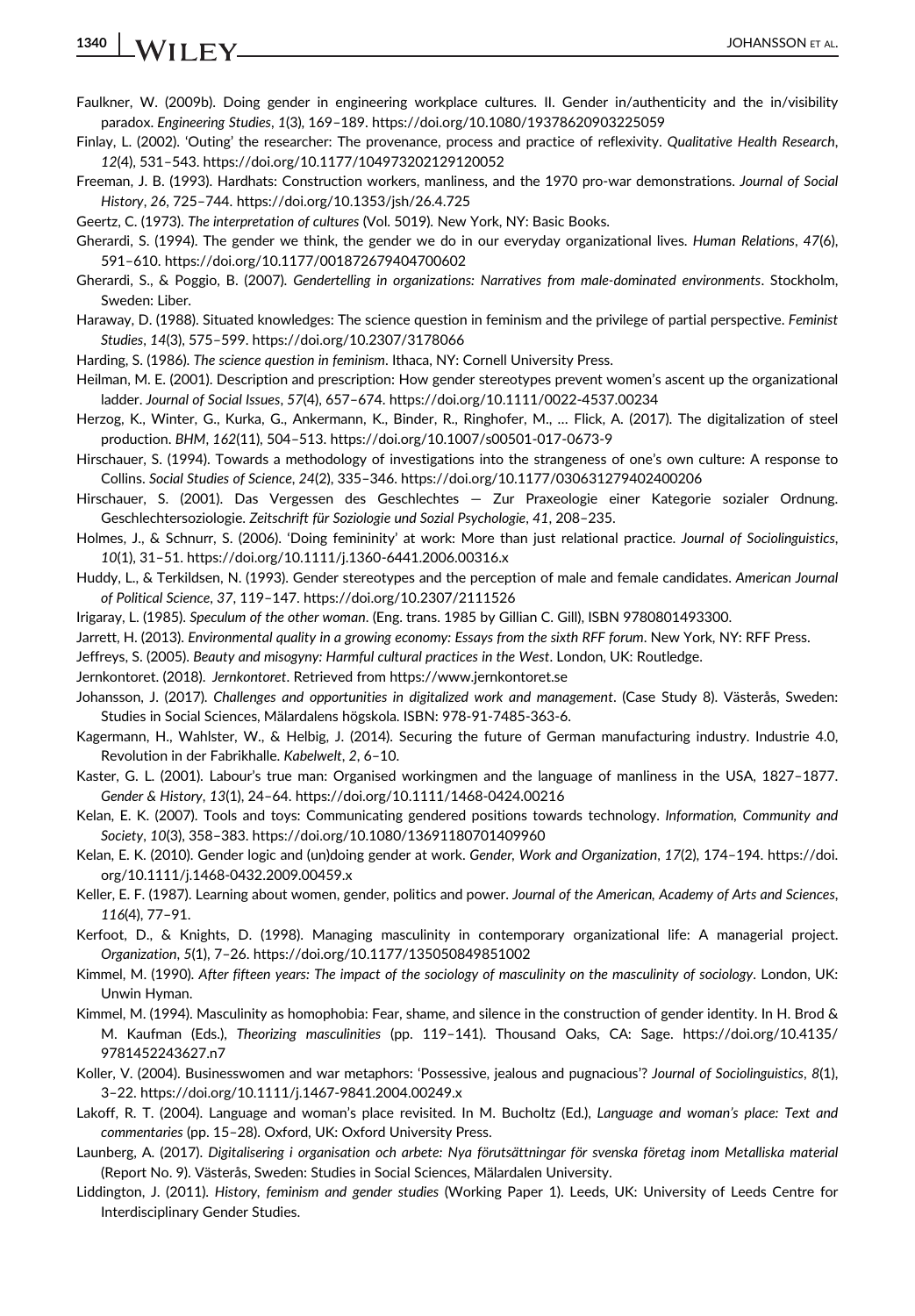Faulkner, W. (2009b). Doing gender in engineering workplace cultures. II. Gender in/authenticity and the in/visibility paradox. *Engineering Studies*, *1*(3), 169–189. https://doi.org/10.1080/19378620903225059

Finlay, L. (2002). 'Outing' the researcher: The provenance, process and practice of reflexivity. *Qualitative Health Research*, *12*(4), 531–543. https://doi.org/10.1177/104973202129120052

Freeman, J. B. (1993). Hardhats: Construction workers, manliness, and the 1970 pro-war demonstrations. *Journal of Social History*, *26*, 725–744. https://doi.org/10.1353/jsh/26.4.725

Geertz, C. (1973). *The interpretation of cultures* (Vol. 5019). New York, NY: Basic Books.

Gherardi, S. (1994). The gender we think, the gender we do in our everyday organizational lives. *Human Relations*, *47*(6), 591–610. https://doi.org/10.1177/001872679404700602

Gherardi, S., & Poggio, B. (2007). *Gendertelling in organizations: Narratives from male-dominated environments*. Stockholm, Sweden: Liber.

Haraway, D. (1988). Situated knowledges: The science question in feminism and the privilege of partial perspective. *Feminist Studies*, *14*(3), 575–599. https://doi.org/10.2307/3178066

Harding, S. (1986). *The science question in feminism*. Ithaca, NY: Cornell University Press.

Heilman, M. E. (2001). Description and prescription: How gender stereotypes prevent women's ascent up the organizational ladder. *Journal of Social Issues*, *57*(4), 657–674. https://doi.org/10.1111/0022-4537.00234

Herzog, K., Winter, G., Kurka, G., Ankermann, K., Binder, R., Ringhofer, M., … Flick, A. (2017). The digitalization of steel production. *BHM*, *162*(11), 504–513. https://doi.org/10.1007/s00501-017-0673-9

Hirschauer, S. (1994). Towards a methodology of investigations into the strangeness of one's own culture: A response to Collins. *Social Studies of Science*, *24*(2), 335–346. https://doi.org/10.1177/030631279402400206

Hirschauer, S. (2001). Das Vergessen des Geschlechtes — Zur Praxeologie einer Kategorie sozialer Ordnung. Geschlechtersoziologie. *Zeitschrift für Soziologie und Sozial Psychologie*, *41*, 208–235.

Holmes, J., & Schnurr, S. (2006). 'Doing femininity' at work: More than just relational practice. *Journal of Sociolinguistics*, *10*(1), 31–51. https://doi.org/10.1111/j.1360-6441.2006.00316.x

Huddy, L., & Terkildsen, N. (1993). Gender stereotypes and the perception of male and female candidates. *American Journal of Political Science*, *37*, 119–147. https://doi.org/10.2307/2111526

Irigaray, L. (1985). *Speculum of the other woman*. (Eng. trans. 1985 by Gillian C. Gill), ISBN 9780801493300.

Jarrett, H. (2013). *Environmental quality in a growing economy: Essays from the sixth RFF forum*. New York, NY: RFF Press.

Jeffreys, S. (2005). *Beauty and misogyny: Harmful cultural practices in the West*. London, UK: Routledge.

Jernkontoret. (2018). *Jernkontoret*. Retrieved from https://www.jernkontoret.se

Johansson, J. (2017). *Challenges and opportunities in digitalized work and management*. (Case Study 8). Västerås, Sweden: Studies in Social Sciences, Mälardalens högskola. ISBN: 978-91-7485-363-6.

Kagermann, H., Wahlster, W., & Helbig, J. (2014). Securing the future of German manufacturing industry. Industrie 4.0, Revolution in der Fabrikhalle. *Kabelwelt*, *2*, 6–10.

Kaster, G. L. (2001). Labour's true man: Organised workingmen and the language of manliness in the USA, 1827–1877. *Gender & History*, *13*(1), 24–64. https://doi.org/10.1111/1468-0424.00216

Kelan, E. K. (2007). Tools and toys: Communicating gendered positions towards technology. *Information, Community and Society*, *10*(3), 358–383. https://doi.org/10.1080/13691180701409960

Kelan, E. K. (2010). Gender logic and (un)doing gender at work. *Gender, Work and Organization*, *17*(2), 174–194. https://doi.org/10.1111/j.1468-0432.2009.00459.x

Keller, E. F. (1987). Learning about women, gender, politics and power. *Journal of the American, Academy of Arts and Sciences*, *116*(4), 77–91.

Kerfoot, D., & Knights, D. (1998). Managing masculinity in contemporary organizational life: A managerial project. *Organization*, *5*(1), 7–26. https://doi.org/10.1177/135050849851002

Kimmel, M. (1990). *After fifteen years: The impact of the sociology of masculinity on the masculinity of sociology*. London, UK: Unwin Hyman.

Kimmel, M. (1994). Masculinity as homophobia: Fear, shame, and silence in the construction of gender identity. In H. Brod & M. Kaufman (Eds.), *Theorizing masculinities* (pp. 119–141). Thousand Oaks, CA: Sage. https://doi.org/10.4135/9781452243627.n7

Koller, V. (2004). Businesswomen and war metaphors: 'Possessive, jealous and pugnacious'? *Journal of Sociolinguistics*, *8*(1), 3–22. https://doi.org/10.1111/j.1467-9841.2004.00249.x

Lakoff, R. T. (2004). Language and woman's place revisited. In M. Bucholtz (Ed.), *Language and woman's place: Text and commentaries* (pp. 15–28). Oxford, UK: Oxford University Press.

Launberg, A. (2017). *Digitalisering i organisation och arbete: Nya förutsättningar för svenska företag inom Metalliska material* (Report No. 9). Västerås, Sweden: Studies in Social Sciences, Mälardalen University.

Liddington, J. (2011). *History, feminism and gender studies* (Working Paper 1). Leeds, UK: University of Leeds Centre for Interdisciplinary Gender Studies.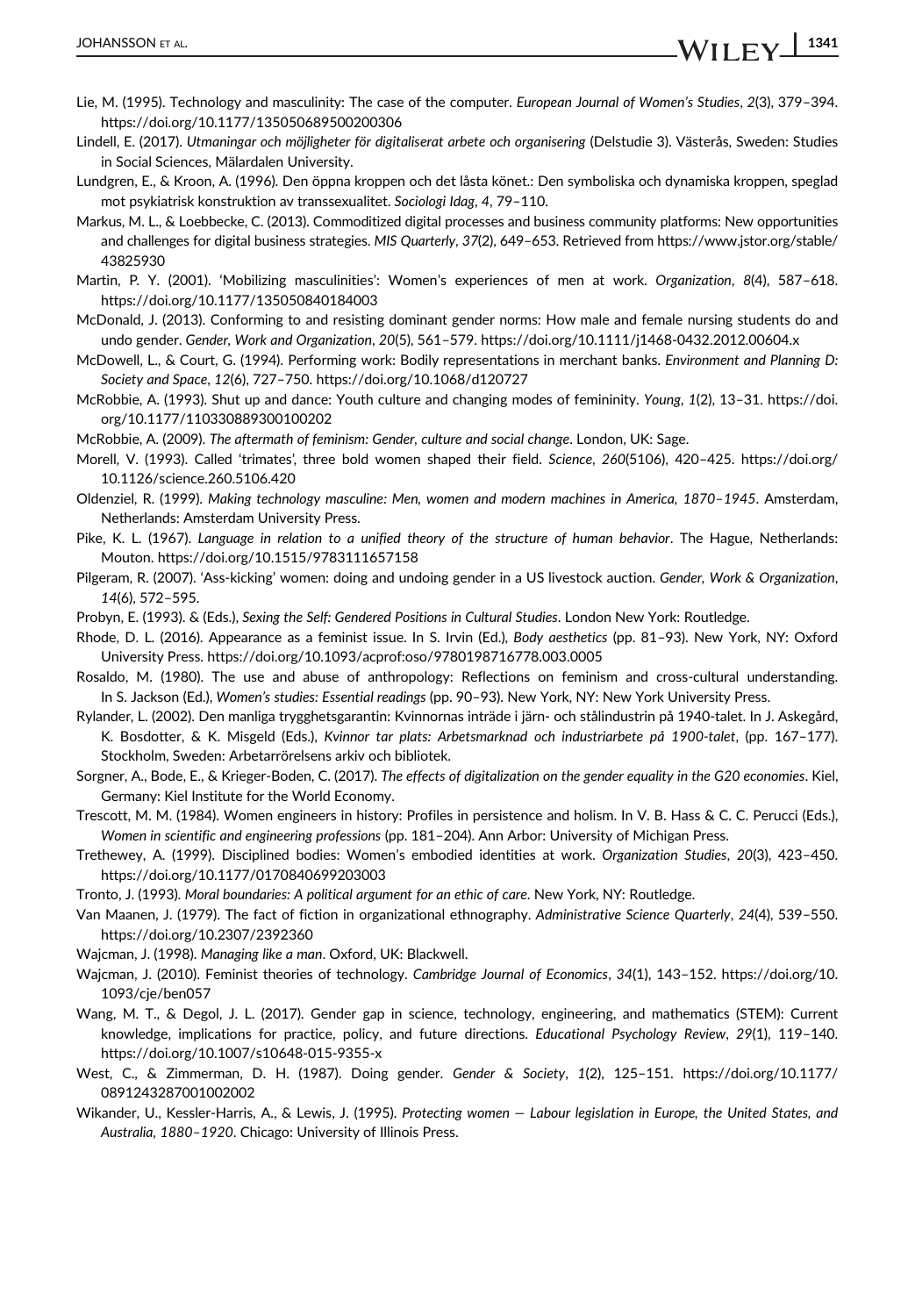Lie, M. (1995). Technology and masculinity: The case of the computer. *European Journal of Women's Studies*, *2*(3), 379–394. https://doi.org/10.1177/135050689500200306

Lindell, E. (2017). *Utmaningar och möjligheter för digitaliserat arbete och organisering* (Delstudie 3). Västerås, Sweden: Studies in Social Sciences, Mälardalen University.

Lundgren, E., & Kroon, A. (1996). Den öppna kroppen och det låsta könet.: Den symboliska och dynamiska kroppen, speglad mot psykiatrisk konstruktion av transsexualitet. *Sociologi Idag*, *4*, 79–110.

Markus, M. L., & Loebbecke, C. (2013). Commoditized digital processes and business community platforms: New opportunities and challenges for digital business strategies. *MIS Quarterly*, *37*(2), 649–653. Retrieved from https://www.jstor.org/stable/43825930

Martin, P. Y. (2001). 'Mobilizing masculinities': Women's experiences of men at work. *Organization*, *8*(4), 587–618. https://doi.org/10.1177/135050840184003

McDonald, J. (2013). Conforming to and resisting dominant gender norms: How male and female nursing students do and undo gender. *Gender, Work and Organization*, *20*(5), 561–579. https://doi.org/10.1111/j1468-0432.2012.00604.x

McDowell, L., & Court, G. (1994). Performing work: Bodily representations in merchant banks. *Environment and Planning D: Society and Space*, *12*(6), 727–750. https://doi.org/10.1068/d120727

McRobbie, A. (1993). Shut up and dance: Youth culture and changing modes of femininity. *Young*, *1*(2), 13–31. https://doi.org/10.1177/110330889300100202

McRobbie, A. (2009). *The aftermath of feminism: Gender, culture and social change*. London, UK: Sage.

Morell, V. (1993). Called 'trimates', three bold women shaped their field. *Science*, *260*(5106), 420–425. https://doi.org/10.1126/science.260.5106.420

Oldenziel, R. (1999). *Making technology masculine: Men, women and modern machines in America, 1870–1945*. Amsterdam, Netherlands: Amsterdam University Press.

Pike, K. L. (1967). *Language in relation to a unified theory of the structure of human behavior*. The Hague, Netherlands: Mouton. https://doi.org/10.1515/9783111657158

Pilgeram, R. (2007). 'Ass-kicking' women: doing and undoing gender in a US livestock auction. *Gender, Work & Organization*, *14*(6), 572–595.

Probyn, E. (1993). & (Eds.), *Sexing the Self: Gendered Positions in Cultural Studies*. London New York: Routledge.

Rhode, D. L. (2016). Appearance as a feminist issue. In S. Irvin (Ed.), *Body aesthetics* (pp. 81–93). New York, NY: Oxford University Press. https://doi.org/10.1093/acprof:oso/9780198716778.003.0005

Rosaldo, M. (1980). The use and abuse of anthropology: Reflections on feminism and cross-cultural understanding. In S. Jackson (Ed.), *Women's studies: Essential readings* (pp. 90–93). New York, NY: New York University Press.

Rylander, L. (2002). Den manliga trygghetsgarantin: Kvinnornas inträde i järn- och stålindustrin på 1940-talet. In J. Askegård, K. Bosdotter, & K. Misgeld (Eds.), *Kvinnor tar plats: Arbetsmarknad och industriarbete på 1900-talet*, (pp. 167–177). Stockholm, Sweden: Arbetarrörelsens arkiv och bibliotek.

Sorgner, A., Bode, E., & Krieger-Boden, C. (2017). *The effects of digitalization on the gender equality in the G20 economies*. Kiel, Germany: Kiel Institute for the World Economy.

Trescott, M. M. (1984). Women engineers in history: Profiles in persistence and holism. In V. B. Hass & C. C. Perucci (Eds.), *Women in scientific and engineering professions* (pp. 181–204). Ann Arbor: University of Michigan Press.

Trethewey, A. (1999). Disciplined bodies: Women's embodied identities at work. *Organization Studies*, *20*(3), 423–450. https://doi.org/10.1177/0170840699203003

Tronto, J. (1993). *Moral boundaries: A political argument for an ethic of care*. New York, NY: Routledge.

Van Maanen, J. (1979). The fact of fiction in organizational ethnography. *Administrative Science Quarterly*, *24*(4), 539–550. https://doi.org/10.2307/2392360

Wajcman, J. (1998). *Managing like a man*. Oxford, UK: Blackwell.

Wajcman, J. (2010). Feminist theories of technology. *Cambridge Journal of Economics*, *34*(1), 143–152. https://doi.org/10.1093/cje/ben057

Wang, M. T., & Degol, J. L. (2017). Gender gap in science, technology, engineering, and mathematics (STEM): Current knowledge, implications for practice, policy, and future directions. *Educational Psychology Review*, *29*(1), 119–140. https://doi.org/10.1007/s10648-015-9355-x

West, C., & Zimmerman, D. H. (1987). Doing gender. *Gender & Society*, *1*(2), 125–151. https://doi.org/10.1177/0891243287001002002

Wikander, U., Kessler-Harris, A., & Lewis, J. (1995). *Protecting women — Labour legislation in Europe, the United States, and Australia, 1880–1920*. Chicago: University of Illinois Press.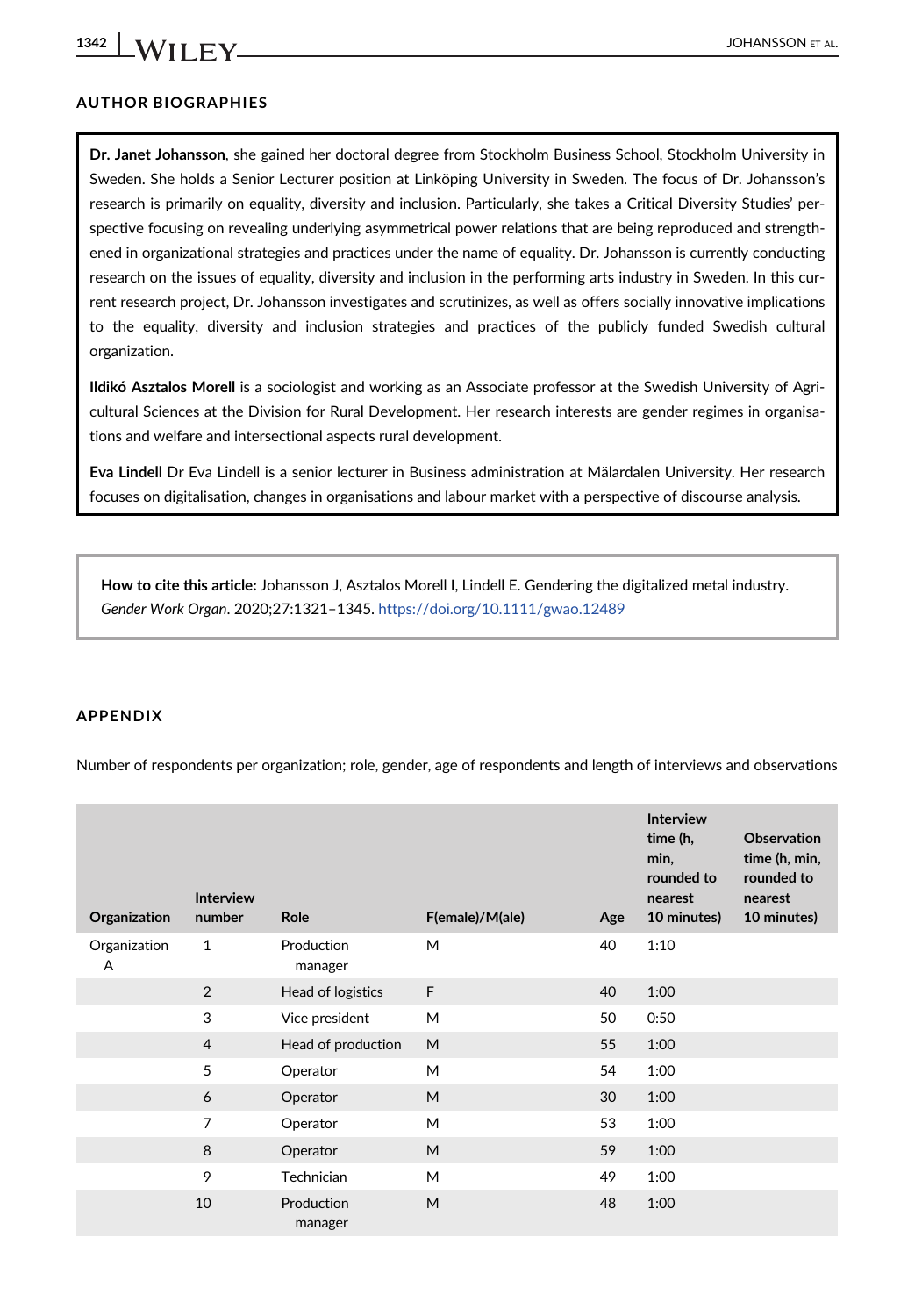## AUTHOR BIOGRAPHIES

**Dr. Janet Johansson**, she gained her doctoral degree from Stockholm Business School, Stockholm University in Sweden. She holds a Senior Lecturer position at Linköping University in Sweden. The focus of Dr. Johansson's research is primarily on equality, diversity and inclusion. Particularly, she takes a Critical Diversity Studies' perspective focusing on revealing underlying asymmetrical power relations that are being reproduced and strengthened in organizational strategies and practices under the name of equality. Dr. Johansson is currently conducting research on the issues of equality, diversity and inclusion in the performing arts industry in Sweden. In this current research project, Dr. Johansson investigates and scrutinizes, as well as offers socially innovative implications to the equality, diversity and inclusion strategies and practices of the publicly funded Swedish cultural organization.

**Ildikó Asztalos Morell** is a sociologist and working as an Associate professor at the Swedish University of Agricultural Sciences at the Division for Rural Development. Her research interests are gender regimes in organisations and welfare and intersectional aspects rural development.

**Eva Lindell** Dr Eva Lindell is a senior lecturer in Business administration at Mälardalen University. Her research focuses on digitalisation, changes in organisations and labour market with a perspective of discourse analysis.

**How to cite this article:** Johansson J, Asztalos Morell I, Lindell E. Gendering the digitalized metal industry. *Gender Work Organ*. 2020;27:1321–1345. https://doi.org/10.1111/gwao.12489

## APPENDIX

Number of respondents per organization; role, gender, age of respondents and length of interviews and observations

| Organization | Interview number | Role | F(emale)/M(ale) | Age | Interview time (h, min, rounded to nearest 10 minutes) | Observation time (h, min, rounded to nearest 10 minutes) |
|---|---|---|---|---|---|---|
| Organization A | 1 | Production manager | M | 40 | 1:10 | |
| | 2 | Head of logistics | F | 40 | 1:00 | |
| | 3 | Vice president | M | 50 | 0:50 | |
| | 4 | Head of production | M | 55 | 1:00 | |
| | 5 | Operator | M | 54 | 1:00 | |
| | 6 | Operator | M | 30 | 1:00 | |
| | 7 | Operator | M | 53 | 1:00 | |
| | 8 | Operator | M | 59 | 1:00 | |
| | 9 | Technician | M | 49 | 1:00 | |
| | 10 | Production manager | M | 48 | 1:00 | |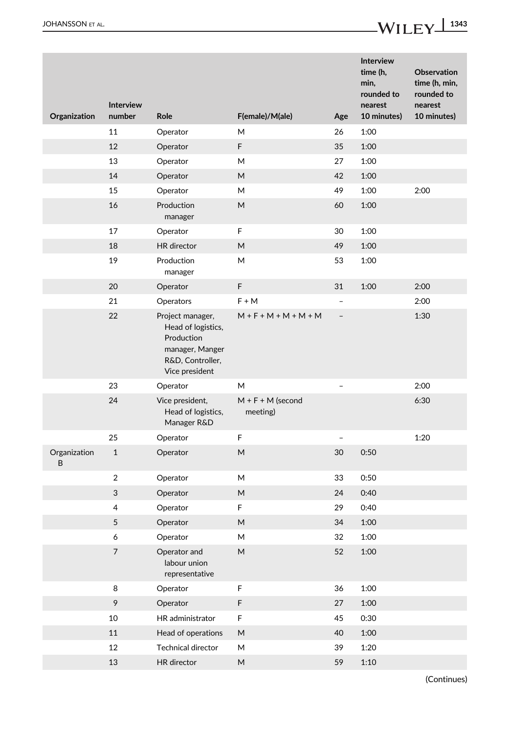| Organization | Interview number | Role | F(emale)/M(ale) | Age | Interview time (h, min, rounded to nearest 10 minutes) | Observation time (h, min, rounded to nearest 10 minutes) |
|---|---|---|---|---|---|---|
| | 11 | Operator | M | 26 | 1:00 | |
| | 12 | Operator | F | 35 | 1:00 | |
| | 13 | Operator | M | 27 | 1:00 | |
| | 14 | Operator | M | 42 | 1:00 | |
| | 15 | Operator | M | 49 | 1:00 | 2:00 |
| | 16 | Production manager | M | 60 | 1:00 | |
| | 17 | Operator | F | 30 | 1:00 | |
| | 18 | HR director | M | 49 | 1:00 | |
| | 19 | Production manager | M | 53 | 1:00 | |
| | 20 | Operator | F | 31 | 1:00 | 2:00 |
| | 21 | Operators | F + M | – | | 2:00 |
| | 22 | Project manager, Head of logistics, Production manager, Manger R&D, Controller, Vice president | M + F + M + M + M + M | – | | 1:30 |
| | 23 | Operator | M | – | | 2:00 |
| | 24 | Vice president, Head of logistics, Manager R&D | M + F + M (second meeting) | | | 6:30 |
| | 25 | Operator | F | – | | 1:20 |
| Organization B | 1 | Operator | M | 30 | 0:50 | |
| | 2 | Operator | M | 33 | 0:50 | |
| | 3 | Operator | M | 24 | 0:40 | |
| | 4 | Operator | F | 29 | 0:40 | |
| | 5 | Operator | M | 34 | 1:00 | |
| | 6 | Operator | M | 32 | 1:00 | |
| | 7 | Operator and labour union representative | M | 52 | 1:00 | |
| | 8 | Operator | F | 36 | 1:00 | |
| | 9 | Operator | F | 27 | 1:00 | |
| | 10 | HR administrator | F | 45 | 0:30 | |
| | 11 | Head of operations | M | 40 | 1:00 | |
| | 12 | Technical director | M | 39 | 1:20 | |
| | 13 | HR director | M | 59 | 1:10 | |

(Continues)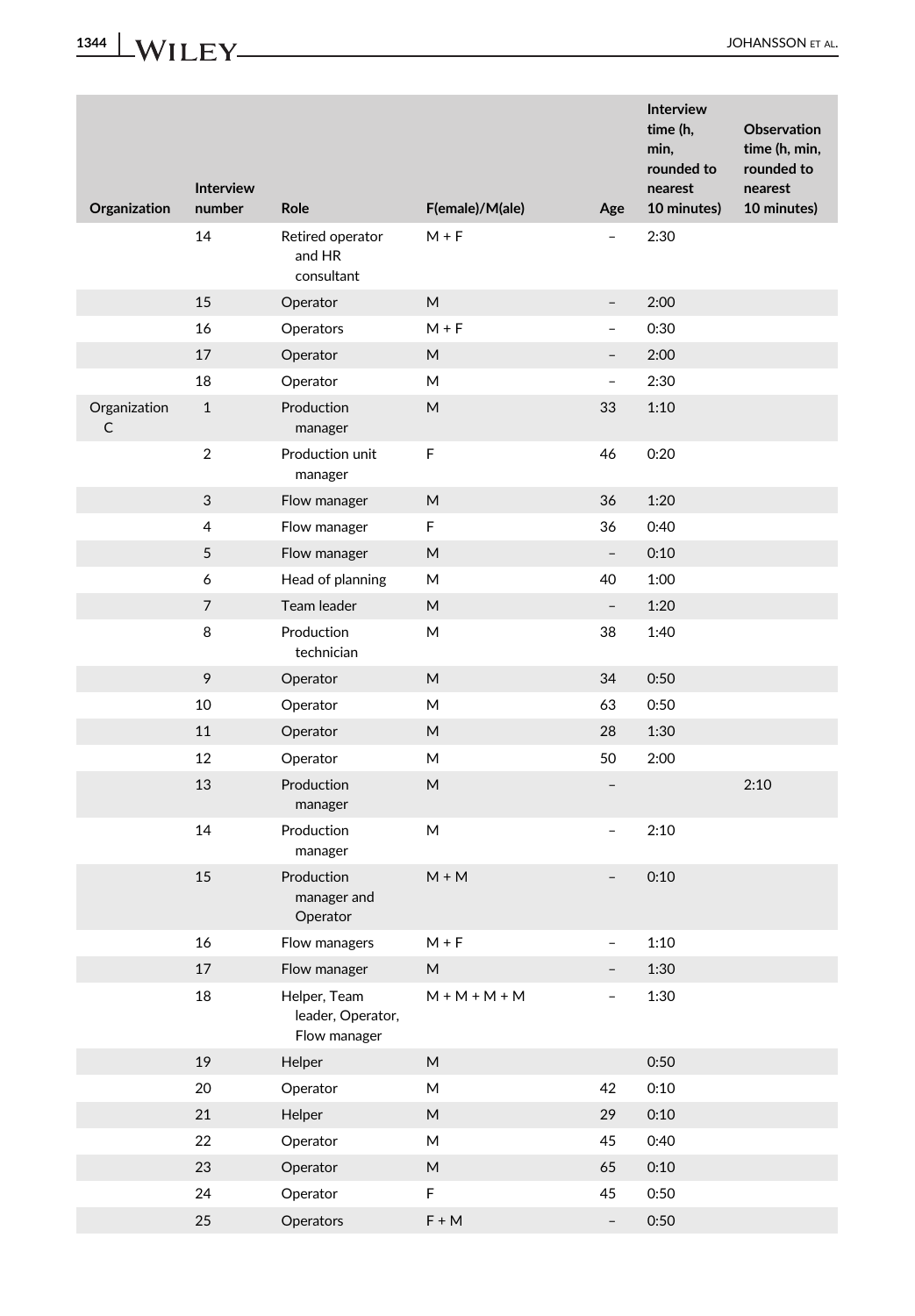| Organization | Interview number | Role | F(emale)/M(ale) | Age | Interview time (h, min, rounded to nearest 10 minutes) | Observation time (h, min, rounded to nearest 10 minutes) |
|---|---|---|---|---|---|---|
| | 14 | Retired operator and HR consultant | M + F | – | 2:30 | |
| | 15 | Operator | M | – | 2:00 | |
| | 16 | Operators | M + F | – | 0:30 | |
| | 17 | Operator | M | – | 2:00 | |
| | 18 | Operator | M | – | 2:30 | |
| Organization C | 1 | Production manager | M | 33 | 1:10 | |
| | 2 | Production unit manager | F | 46 | 0:20 | |
| | 3 | Flow manager | M | 36 | 1:20 | |
| | 4 | Flow manager | F | 36 | 0:40 | |
| | 5 | Flow manager | M | – | 0:10 | |
| | 6 | Head of planning | M | 40 | 1:00 | |
| | 7 | Team leader | M | – | 1:20 | |
| | 8 | Production technician | M | 38 | 1:40 | |
| | 9 | Operator | M | 34 | 0:50 | |
| | 10 | Operator | M | 63 | 0:50 | |
| | 11 | Operator | M | 28 | 1:30 | |
| | 12 | Operator | M | 50 | 2:00 | |
| | 13 | Production manager | M | – | | 2:10 |
| | 14 | Production manager | M | – | 2:10 | |
| | 15 | Production manager and Operator | M + M | – | 0:10 | |
| | 16 | Flow managers | M + F | – | 1:10 | |
| | 17 | Flow manager | M | – | 1:30 | |
| | 18 | Helper, Team leader, Operator, Flow manager | M + M + M + M | – | 1:30 | |
| | 19 | Helper | M | | 0:50 | |
| | 20 | Operator | M | 42 | 0:10 | |
| | 21 | Helper | M | 29 | 0:10 | |
| | 22 | Operator | M | 45 | 0:40 | |
| | 23 | Operator | M | 65 | 0:10 | |
| | 24 | Operator | F | 45 | 0:50 | |
| | 25 | Operators | F + M | – | 0:50 | |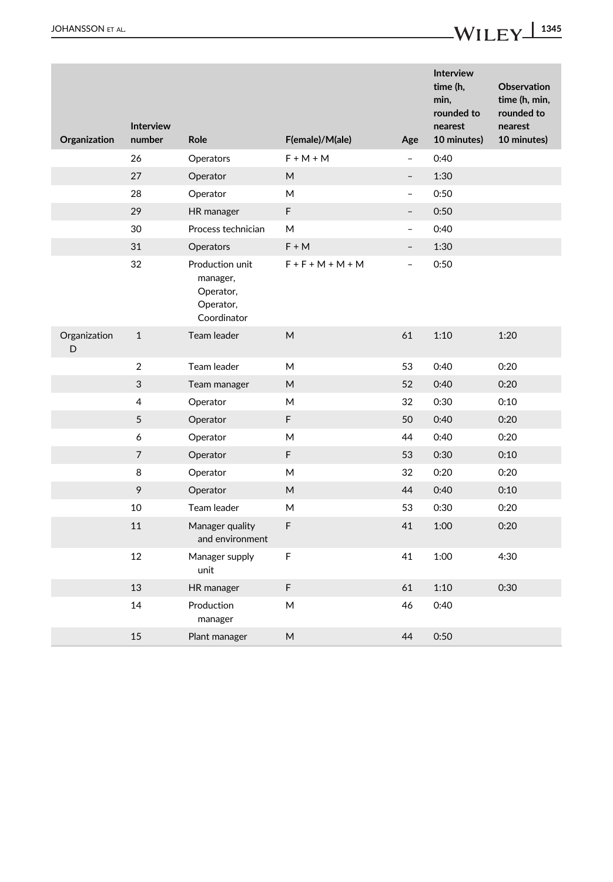| Organization | Interview number | Role | F(emale)/M(ale) | Age | Interview time (h, min, rounded to nearest 10 minutes) | Observation time (h, min, rounded to nearest 10 minutes) |
|---|---|---|---|---|---|---|
| | 26 | Operators | F + M + M | – | 0:40 | |
| | 27 | Operator | M | – | 1:30 | |
| | 28 | Operator | M | – | 0:50 | |
| | 29 | HR manager | F | – | 0:50 | |
| | 30 | Process technician | M | – | 0:40 | |
| | 31 | Operators | F + M | – | 1:30 | |
| | 32 | Production unit manager, Operator, Operator, Coordinator | F + F + M + M + M | – | 0:50 | |
| Organization D | 1 | Team leader | M | 61 | 1:10 | 1:20 |
| | 2 | Team leader | M | 53 | 0:40 | 0:20 |
| | 3 | Team manager | M | 52 | 0:40 | 0:20 |
| | 4 | Operator | M | 32 | 0:30 | 0:10 |
| | 5 | Operator | F | 50 | 0:40 | 0:20 |
| | 6 | Operator | M | 44 | 0:40 | 0:20 |
| | 7 | Operator | F | 53 | 0:30 | 0:10 |
| | 8 | Operator | M | 32 | 0:20 | 0:20 |
| | 9 | Operator | M | 44 | 0:40 | 0:10 |
| | 10 | Team leader | M | 53 | 0:30 | 0:20 |
| | 11 | Manager quality and environment | F | 41 | 1:00 | 0:20 |
| | 12 | Manager supply unit | F | 41 | 1:00 | 4:30 |
| | 13 | HR manager | F | 61 | 1:10 | 0:30 |
| | 14 | Production manager | M | 46 | 0:40 | |
| | 15 | Plant manager | M | 44 | 0:50 | |